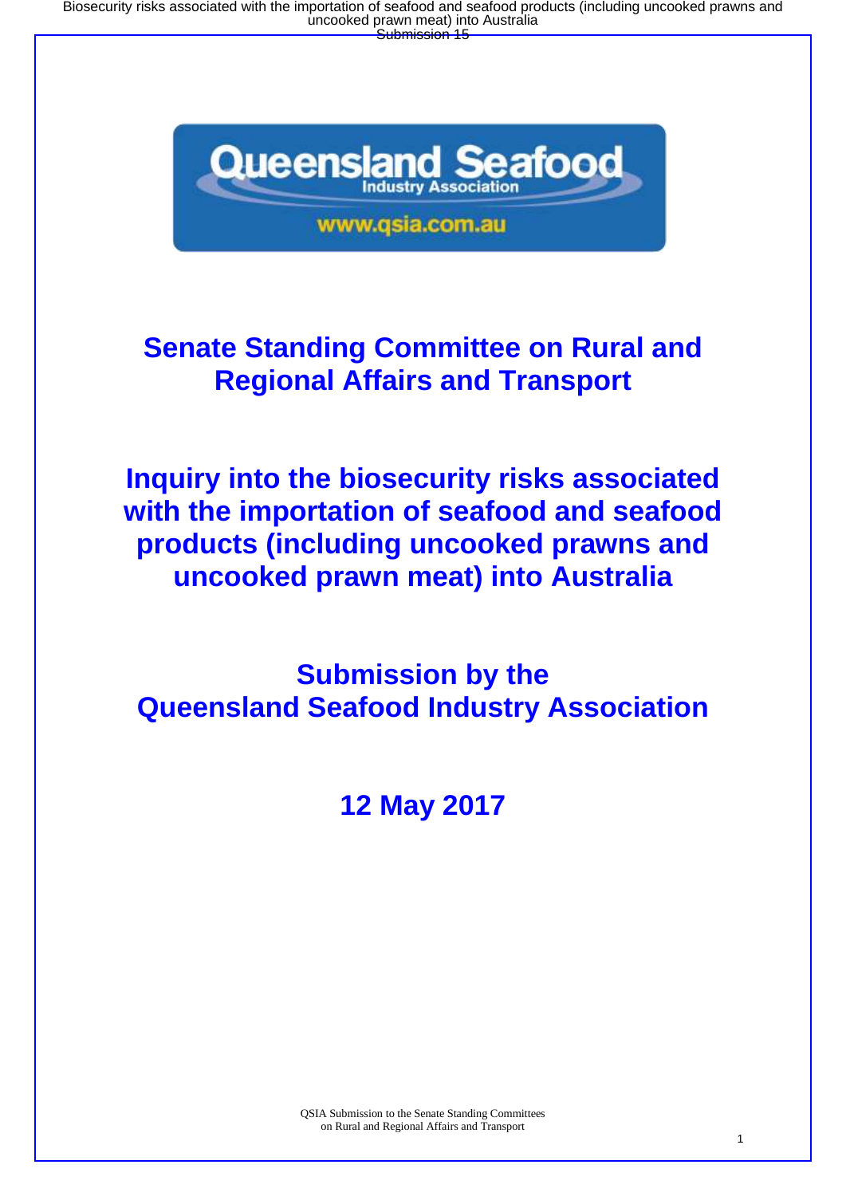Queensland Seafood Industry Association

www.qsia.com.au

# Senate Standing Committee on Rural and Regional Affairs and Transport

# Inquiry into the biosecurity risks associated with the importation of seafood and seafood products (including uncooked prawns and uncooked prawn meat) into Australia

## Submission by the Queensland Seafood Industry Association

## 12 May 2017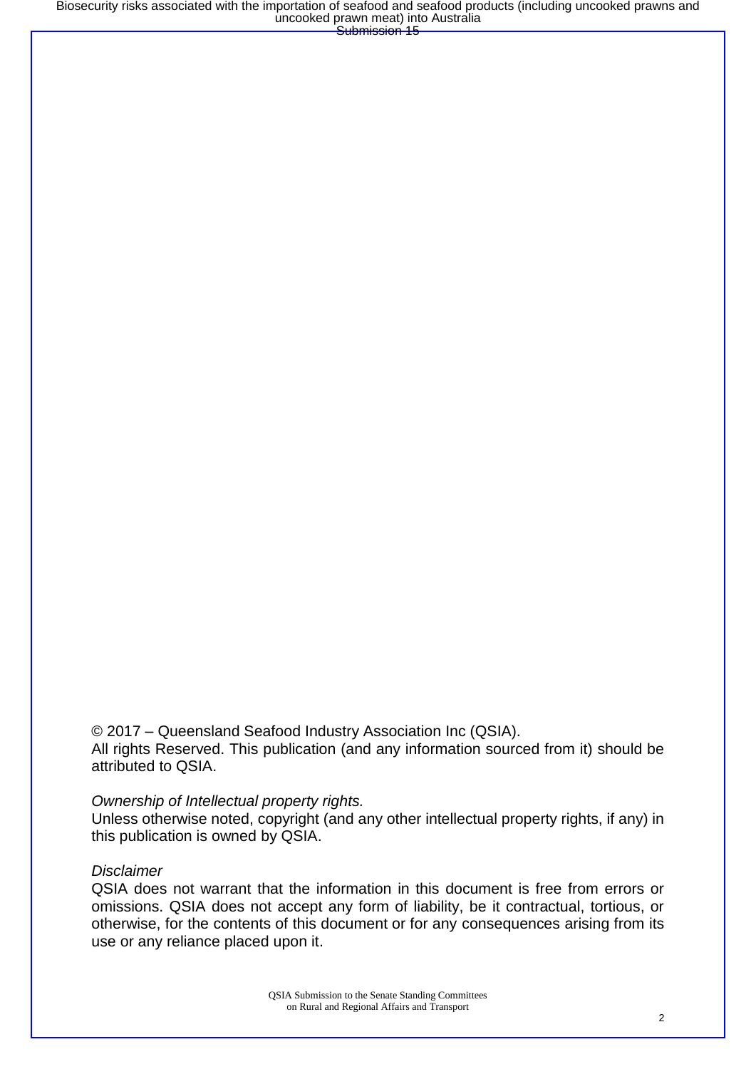© 2017 – Queensland Seafood Industry Association Inc (QSIA).
All rights Reserved. This publication (and any information sourced from it) should be attributed to QSIA.

*Ownership of Intellectual property rights.*
Unless otherwise noted, copyright (and any other intellectual property rights, if any) in this publication is owned by QSIA.

*Disclaimer*
QSIA does not warrant that the information in this document is free from errors or omissions. QSIA does not accept any form of liability, be it contractual, tortious, or otherwise, for the contents of this document or for any consequences arising from its use or any reliance placed upon it.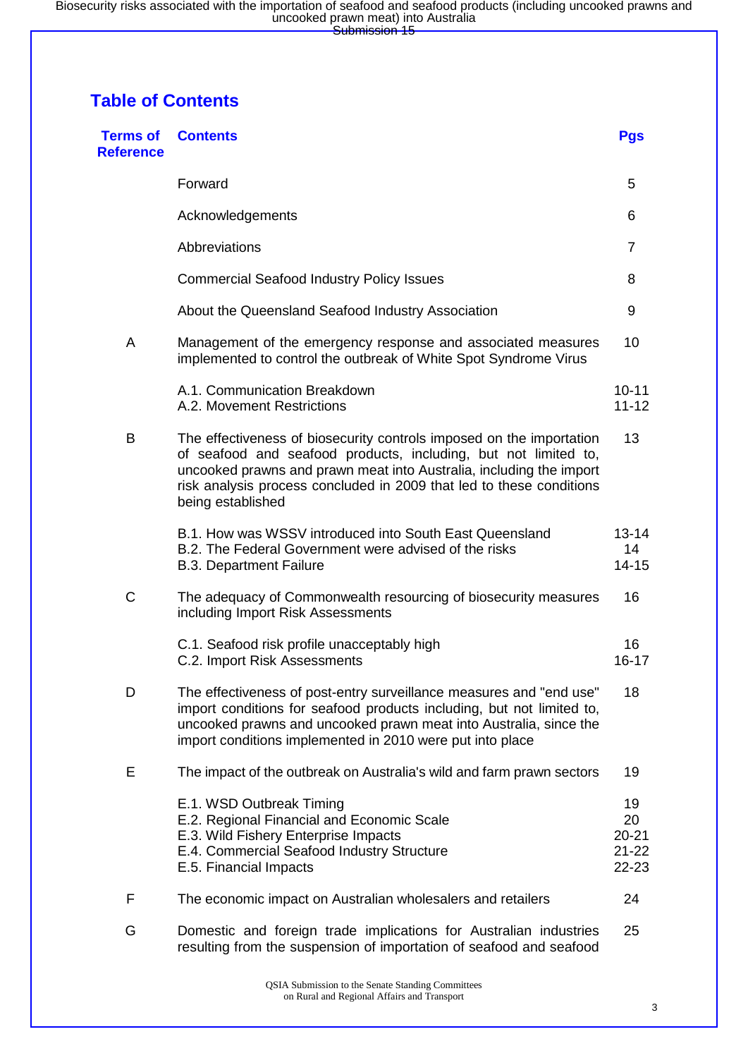# Table of Contents

| Terms of Reference | Contents | Pgs |
|---|---|---|
| | Forward | 5 |
| | Acknowledgements | 6 |
| | Abbreviations | 7 |
| | Commercial Seafood Industry Policy Issues | 8 |
| | About the Queensland Seafood Industry Association | 9 |
| A | Management of the emergency response and associated measures implemented to control the outbreak of White Spot Syndrome Virus | 10 |
| | A.1. Communication Breakdown<br>A.2. Movement Restrictions | 10-11<br>11-12 |
| B | The effectiveness of biosecurity controls imposed on the importation of seafood and seafood products, including, but not limited to, uncooked prawns and prawn meat into Australia, including the import risk analysis process concluded in 2009 that led to these conditions being established | 13 |
| | B.1. How was WSSV introduced into South East Queensland<br>B.2. The Federal Government were advised of the risks<br>B.3. Department Failure | 13-14<br>14<br>14-15 |
| C | The adequacy of Commonwealth resourcing of biosecurity measures including Import Risk Assessments | 16 |
| | C.1. Seafood risk profile unacceptably high<br>C.2. Import Risk Assessments | 16<br>16-17 |
| D | The effectiveness of post-entry surveillance measures and "end use" import conditions for seafood products including, but not limited to, uncooked prawns and uncooked prawn meat into Australia, since the import conditions implemented in 2010 were put into place | 18 |
| E | The impact of the outbreak on Australia's wild and farm prawn sectors | 19 |
| | E.1. WSD Outbreak Timing<br>E.2. Regional Financial and Economic Scale<br>E.3. Wild Fishery Enterprise Impacts<br>E.4. Commercial Seafood Industry Structure<br>E.5. Financial Impacts | 19<br>20<br>20-21<br>21-22<br>22-23 |
| F | The economic impact on Australian wholesalers and retailers | 24 |
| G | Domestic and foreign trade implications for Australian industries resulting from the suspension of importation of seafood and seafood | 25 |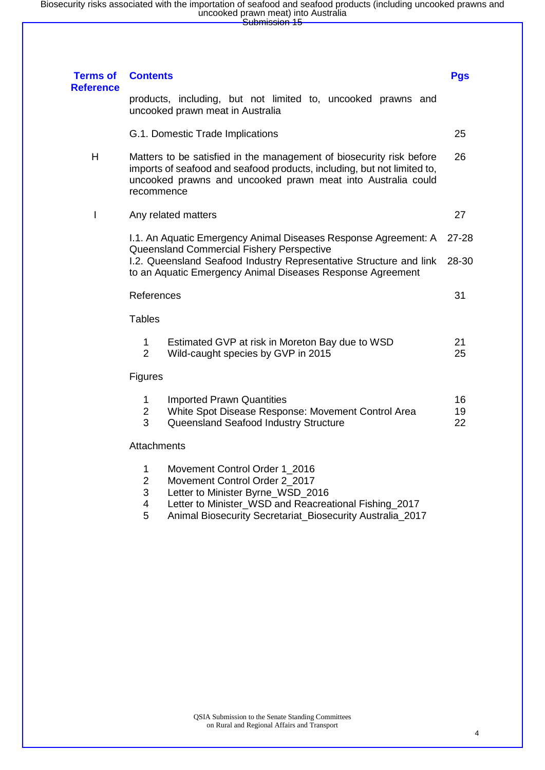| Terms of Reference | Contents | Pgs |
| --- | --- | --- |
| | products, including, but not limited to, uncooked prawns and uncooked prawn meat in Australia | |
| | G.1. Domestic Trade Implications | 25 |
| H | Matters to be satisfied in the management of biosecurity risk before imports of seafood and seafood products, including, but not limited to, uncooked prawns and uncooked prawn meat into Australia could recommence | 26 |
| I | Any related matters | 27 |
| | I.1. An Aquatic Emergency Animal Diseases Response Agreement: A Queensland Commercial Fishery Perspective | 27-28 |
| | I.2. Queensland Seafood Industry Representative Structure and link to an Aquatic Emergency Animal Diseases Response Agreement | 28-30 |
| | References | 31 |
| | Tables | |
| | 1 Estimated GVP at risk in Moreton Bay due to WSD | 21 |
| | 2 Wild-caught species by GVP in 2015 | 25 |
| | Figures | |
| | 1 Imported Prawn Quantities | 16 |
| | 2 White Spot Disease Response: Movement Control Area | 19 |
| | 3 Queensland Seafood Industry Structure | 22 |
| | Attachments | |
| | 1 Movement Control Order 1_2016 | |
| | 2 Movement Control Order 2_2017 | |
| | 3 Letter to Minister Byrne_WSD_2016 | |
| | 4 Letter to Minister_WSD and Reacreational Fishing_2017 | |
| | 5 Animal Biosecurity Secretariat_Biosecurity Australia_2017 | |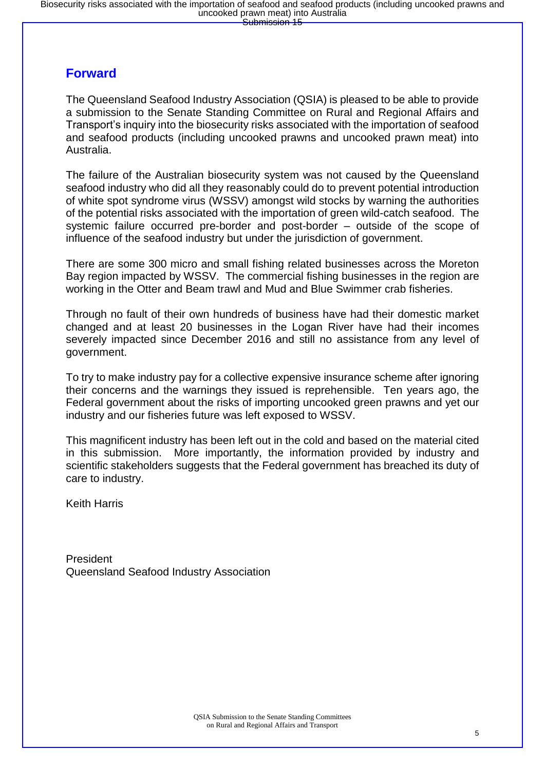## Forward

The Queensland Seafood Industry Association (QSIA) is pleased to be able to provide a submission to the Senate Standing Committee on Rural and Regional Affairs and Transport's inquiry into the biosecurity risks associated with the importation of seafood and seafood products (including uncooked prawns and uncooked prawn meat) into Australia.

The failure of the Australian biosecurity system was not caused by the Queensland seafood industry who did all they reasonably could do to prevent potential introduction of white spot syndrome virus (WSSV) amongst wild stocks by warning the authorities of the potential risks associated with the importation of green wild-catch seafood. The systemic failure occurred pre-border and post-border – outside of the scope of influence of the seafood industry but under the jurisdiction of government.

There are some 300 micro and small fishing related businesses across the Moreton Bay region impacted by WSSV. The commercial fishing businesses in the region are working in the Otter and Beam trawl and Mud and Blue Swimmer crab fisheries.

Through no fault of their own hundreds of business have had their domestic market changed and at least 20 businesses in the Logan River have had their incomes severely impacted since December 2016 and still no assistance from any level of government.

To try to make industry pay for a collective expensive insurance scheme after ignoring their concerns and the warnings they issued is reprehensible. Ten years ago, the Federal government about the risks of importing uncooked green prawns and yet our industry and our fisheries future was left exposed to WSSV.

This magnificent industry has been left out in the cold and based on the material cited in this submission. More importantly, the information provided by industry and scientific stakeholders suggests that the Federal government has breached its duty of care to industry.

Keith Harris

President
Queensland Seafood Industry Association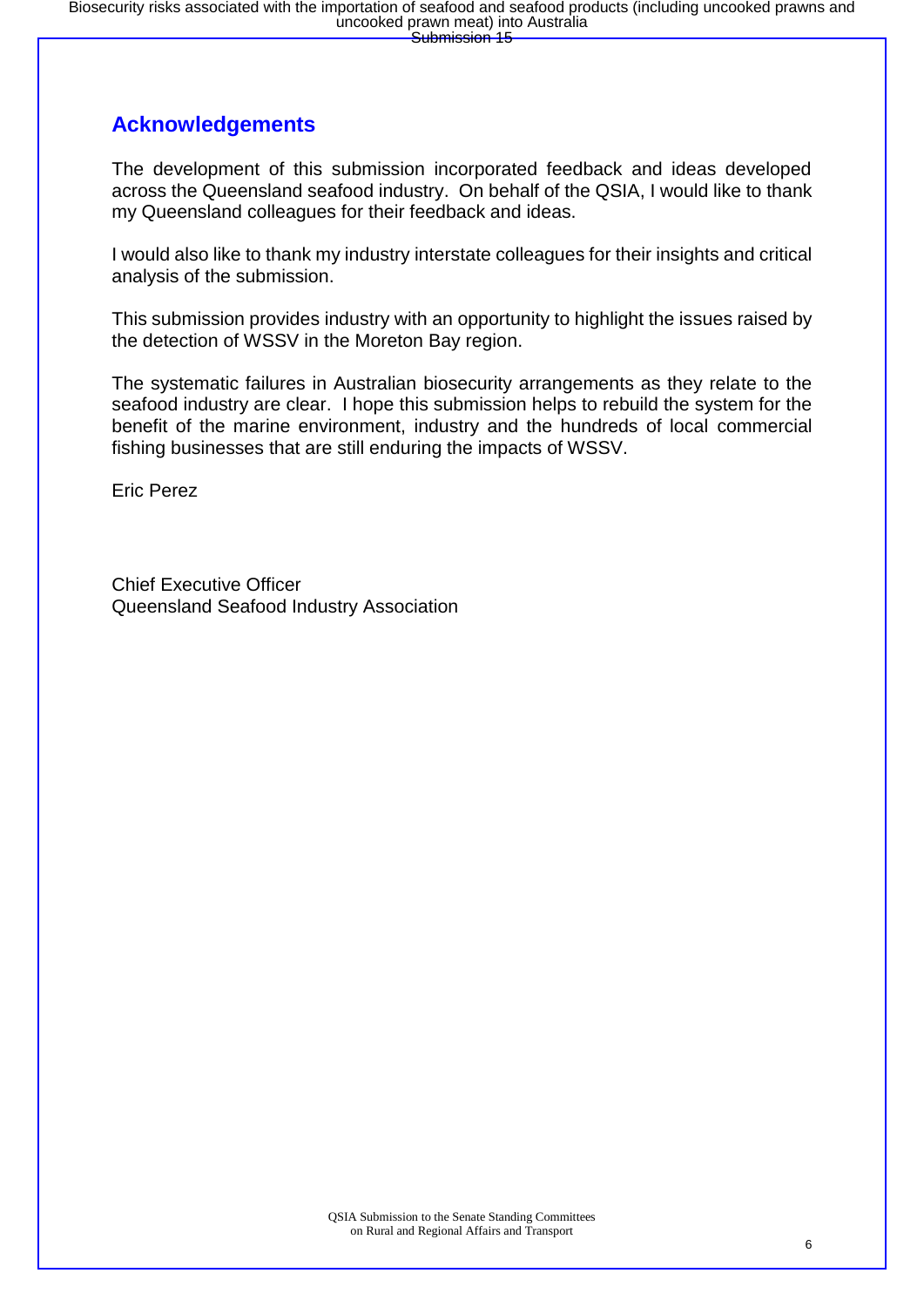## Acknowledgements

The development of this submission incorporated feedback and ideas developed across the Queensland seafood industry. On behalf of the QSIA, I would like to thank my Queensland colleagues for their feedback and ideas.

I would also like to thank my industry interstate colleagues for their insights and critical analysis of the submission.

This submission provides industry with an opportunity to highlight the issues raised by the detection of WSSV in the Moreton Bay region.

The systematic failures in Australian biosecurity arrangements as they relate to the seafood industry are clear. I hope this submission helps to rebuild the system for the benefit of the marine environment, industry and the hundreds of local commercial fishing businesses that are still enduring the impacts of WSSV.

Eric Perez

Chief Executive Officer
Queensland Seafood Industry Association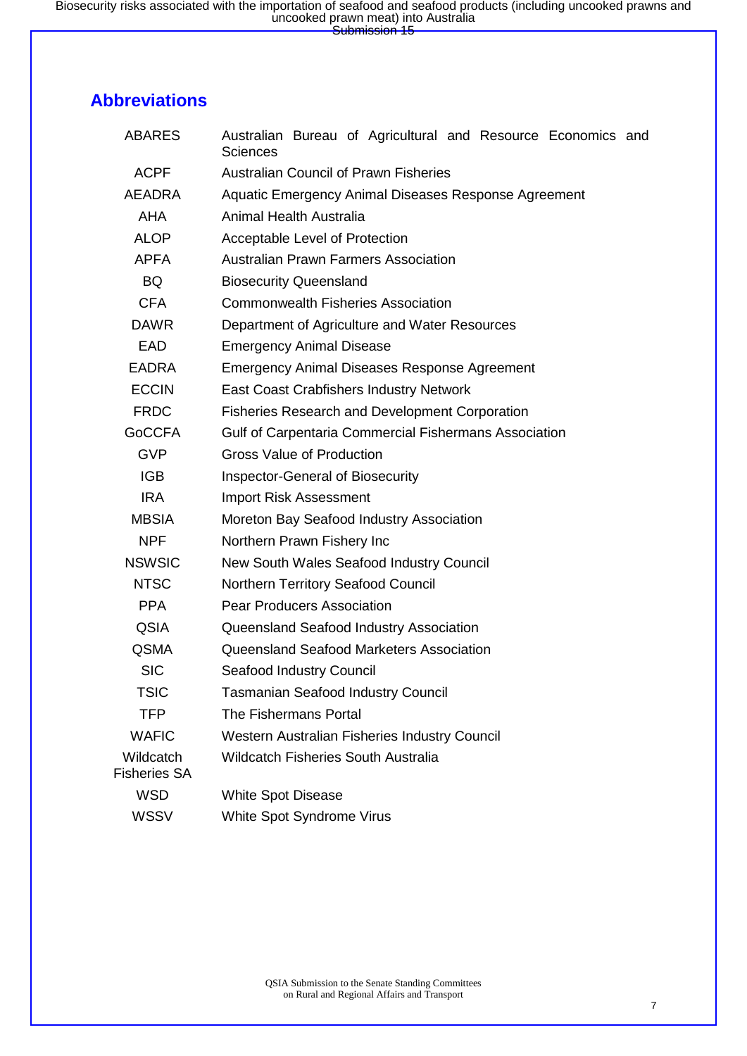## Abbreviations

| | |
|---|---|
| ABARES | Australian Bureau of Agricultural and Resource Economics and Sciences |
| ACPF | Australian Council of Prawn Fisheries |
| AEADRA | Aquatic Emergency Animal Diseases Response Agreement |
| AHA | Animal Health Australia |
| ALOP | Acceptable Level of Protection |
| APFA | Australian Prawn Farmers Association |
| BQ | Biosecurity Queensland |
| CFA | Commonwealth Fisheries Association |
| DAWR | Department of Agriculture and Water Resources |
| EAD | Emergency Animal Disease |
| EADRA | Emergency Animal Diseases Response Agreement |
| ECCIN | East Coast Crabfishers Industry Network |
| FRDC | Fisheries Research and Development Corporation |
| GoCCFA | Gulf of Carpentaria Commercial Fishermans Association |
| GVP | Gross Value of Production |
| IGB | Inspector-General of Biosecurity |
| IRA | Import Risk Assessment |
| MBSIA | Moreton Bay Seafood Industry Association |
| NPF | Northern Prawn Fishery Inc |
| NSWSIC | New South Wales Seafood Industry Council |
| NTSC | Northern Territory Seafood Council |
| PPA | Pear Producers Association |
| QSIA | Queensland Seafood Industry Association |
| QSMA | Queensland Seafood Marketers Association |
| SIC | Seafood Industry Council |
| TSIC | Tasmanian Seafood Industry Council |
| TFP | The Fishermans Portal |
| WAFIC | Western Australian Fisheries Industry Council |
| Wildcatch Fisheries SA | Wildcatch Fisheries South Australia |
| WSD | White Spot Disease |
| WSSV | White Spot Syndrome Virus |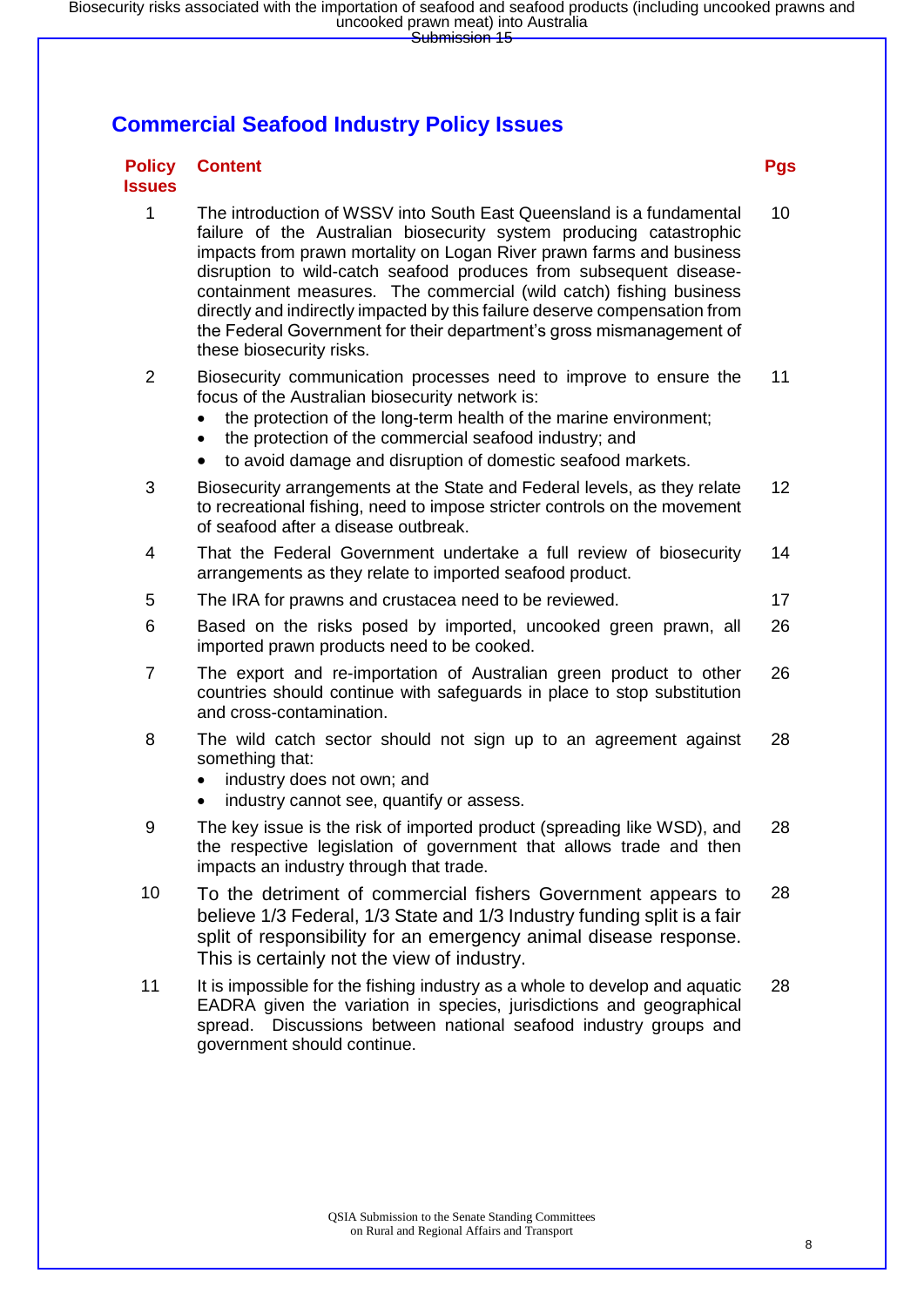## Commercial Seafood Industry Policy Issues

| Policy Issues | Content | Pgs |
|---|---|---|
| 1 | The introduction of WSSV into South East Queensland is a fundamental failure of the Australian biosecurity system producing catastrophic impacts from prawn mortality on Logan River prawn farms and business disruption to wild-catch seafood produces from subsequent disease-containment measures. The commercial (wild catch) fishing business directly and indirectly impacted by this failure deserve compensation from the Federal Government for their department's gross mismanagement of these biosecurity risks. | 10 |
| 2 | Biosecurity communication processes need to improve to ensure the focus of the Australian biosecurity network is: <br>• the protection of the long-term health of the marine environment; <br>• the protection of the commercial seafood industry; and <br>• to avoid damage and disruption of domestic seafood markets. | 11 |
| 3 | Biosecurity arrangements at the State and Federal levels, as they relate to recreational fishing, need to impose stricter controls on the movement of seafood after a disease outbreak. | 12 |
| 4 | That the Federal Government undertake a full review of biosecurity arrangements as they relate to imported seafood product. | 14 |
| 5 | The IRA for prawns and crustacea need to be reviewed. | 17 |
| 6 | Based on the risks posed by imported, uncooked green prawn, all imported prawn products need to be cooked. | 26 |
| 7 | The export and re-importation of Australian green product to other countries should continue with safeguards in place to stop substitution and cross-contamination. | 26 |
| 8 | The wild catch sector should not sign up to an agreement against something that: <br>• industry does not own; and <br>• industry cannot see, quantify or assess. | 28 |
| 9 | The key issue is the risk of imported product (spreading like WSD), and the respective legislation of government that allows trade and then impacts an industry through that trade. | 28 |
| 10 | To the detriment of commercial fishers Government appears to believe 1/3 Federal, 1/3 State and 1/3 Industry funding split is a fair split of responsibility for an emergency animal disease response. This is certainly not the view of industry. | 28 |
| 11 | It is impossible for the fishing industry as a whole to develop and aquatic EADRA given the variation in species, jurisdictions and geographical spread. Discussions between national seafood industry groups and government should continue. | 28 |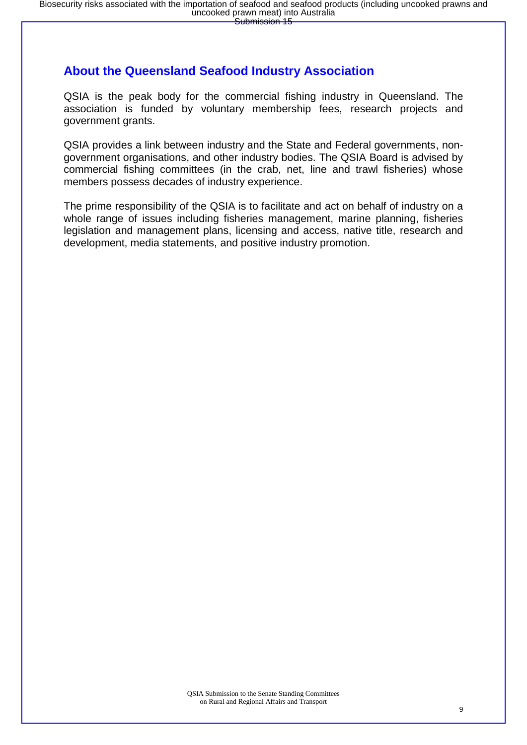## About the Queensland Seafood Industry Association

QSIA is the peak body for the commercial fishing industry in Queensland. The association is funded by voluntary membership fees, research projects and government grants.

QSIA provides a link between industry and the State and Federal governments, non-government organisations, and other industry bodies. The QSIA Board is advised by commercial fishing committees (in the crab, net, line and trawl fisheries) whose members possess decades of industry experience.

The prime responsibility of the QSIA is to facilitate and act on behalf of industry on a whole range of issues including fisheries management, marine planning, fisheries legislation and management plans, licensing and access, native title, research and development, media statements, and positive industry promotion.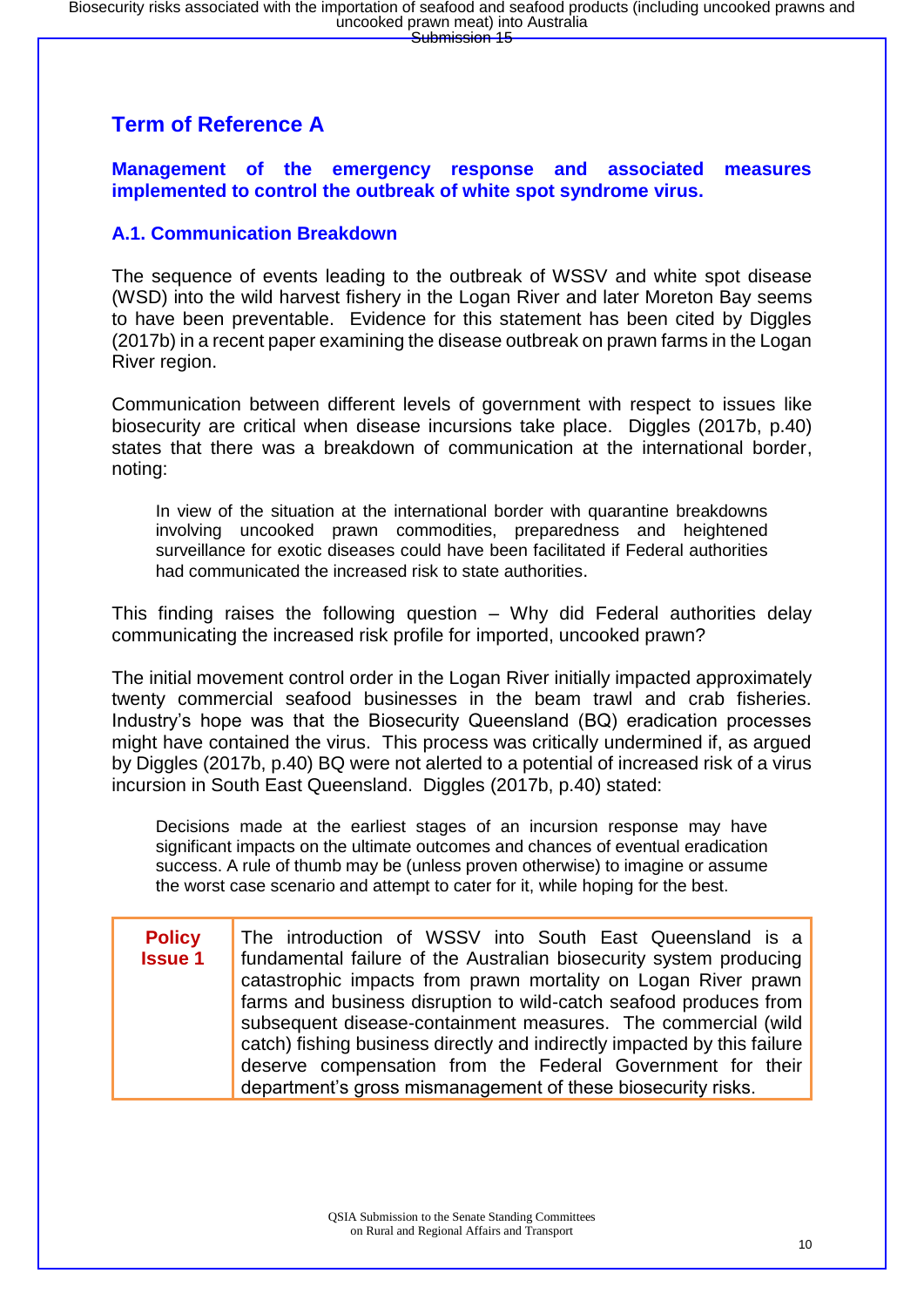## Term of Reference A

### Management of the emergency response and associated measures implemented to control the outbreak of white spot syndrome virus.

### A.1. Communication Breakdown

The sequence of events leading to the outbreak of WSSV and white spot disease (WSD) into the wild harvest fishery in the Logan River and later Moreton Bay seems to have been preventable. Evidence for this statement has been cited by Diggles (2017b) in a recent paper examining the disease outbreak on prawn farms in the Logan River region.

Communication between different levels of government with respect to issues like biosecurity are critical when disease incursions take place. Diggles (2017b, p.40) states that there was a breakdown of communication at the international border, noting:

> In view of the situation at the international border with quarantine breakdowns involving uncooked prawn commodities, preparedness and heightened surveillance for exotic diseases could have been facilitated if Federal authorities had communicated the increased risk to state authorities.

This finding raises the following question – Why did Federal authorities delay communicating the increased risk profile for imported, uncooked prawn?

The initial movement control order in the Logan River initially impacted approximately twenty commercial seafood businesses in the beam trawl and crab fisheries. Industry's hope was that the Biosecurity Queensland (BQ) eradication processes might have contained the virus. This process was critically undermined if, as argued by Diggles (2017b, p.40) BQ were not alerted to a potential of increased risk of a virus incursion in South East Queensland. Diggles (2017b, p.40) stated:

> Decisions made at the earliest stages of an incursion response may have significant impacts on the ultimate outcomes and chances of eventual eradication success. A rule of thumb may be (unless proven otherwise) to imagine or assume the worst case scenario and attempt to cater for it, while hoping for the best.

| **Policy Issue 1** | The introduction of WSSV into South East Queensland is a fundamental failure of the Australian biosecurity system producing catastrophic impacts from prawn mortality on Logan River prawn farms and business disruption to wild-catch seafood produces from subsequent disease-containment measures. The commercial (wild catch) fishing business directly and indirectly impacted by this failure deserve compensation from the Federal Government for their department's gross mismanagement of these biosecurity risks. |
|---|---|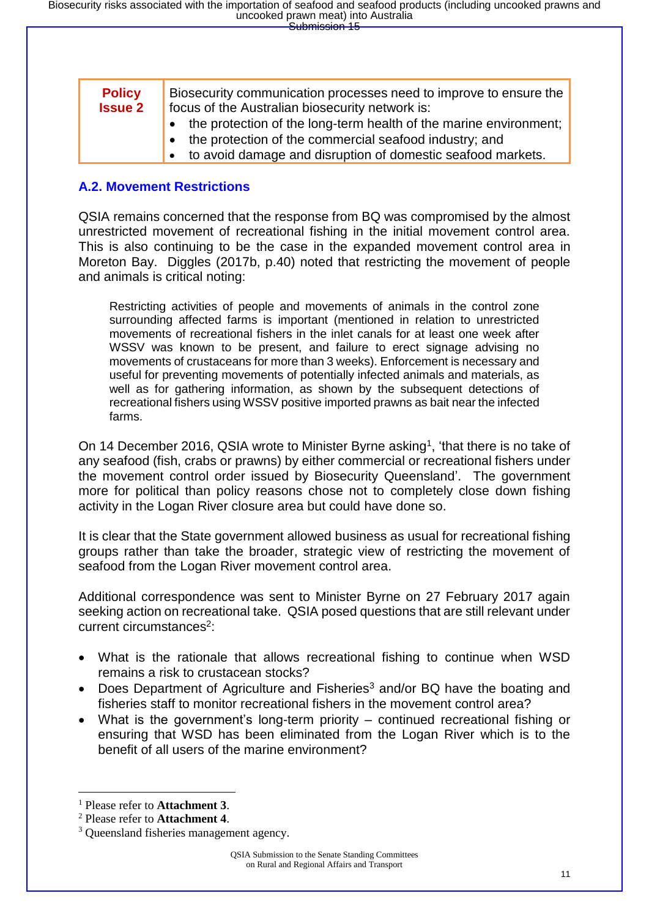| Policy Issue 2 | Biosecurity communication processes need to improve to ensure the focus of the Australian biosecurity network is:<br>• the protection of the long-term health of the marine environment;<br>• the protection of the commercial seafood industry; and<br>• to avoid damage and disruption of domestic seafood markets. |
|---|---|

## A.2. Movement Restrictions

QSIA remains concerned that the response from BQ was compromised by the almost unrestricted movement of recreational fishing in the initial movement control area. This is also continuing to be the case in the expanded movement control area in Moreton Bay. Diggles (2017b, p.40) noted that restricting the movement of people and animals is critical noting:

> Restricting activities of people and movements of animals in the control zone surrounding affected farms is important (mentioned in relation to unrestricted movements of recreational fishers in the inlet canals for at least one week after WSSV was known to be present, and failure to erect signage advising no movements of crustaceans for more than 3 weeks). Enforcement is necessary and useful for preventing movements of potentially infected animals and materials, as well as for gathering information, as shown by the subsequent detections of recreational fishers using WSSV positive imported prawns as bait near the infected farms.

On 14 December 2016, QSIA wrote to Minister Byrne asking[1], 'that there is no take of any seafood (fish, crabs or prawns) by either commercial or recreational fishers under the movement control order issued by Biosecurity Queensland'. The government more for political than policy reasons chose not to completely close down fishing activity in the Logan River closure area but could have done so.

It is clear that the State government allowed business as usual for recreational fishing groups rather than take the broader, strategic view of restricting the movement of seafood from the Logan River movement control area.

Additional correspondence was sent to Minister Byrne on 27 February 2017 again seeking action on recreational take. QSIA posed questions that are still relevant under current circumstances[2]:

- What is the rationale that allows recreational fishing to continue when WSD remains a risk to crustacean stocks?
- Does Department of Agriculture and Fisheries[3] and/or BQ have the boating and fisheries staff to monitor recreational fishers in the movement control area?
- What is the government's long-term priority – continued recreational fishing or ensuring that WSD has been eliminated from the Logan River which is to the benefit of all users of the marine environment?

---

[1] Please refer to **Attachment 3**.
[2] Please refer to **Attachment 4**.
[3] Queensland fisheries management agency.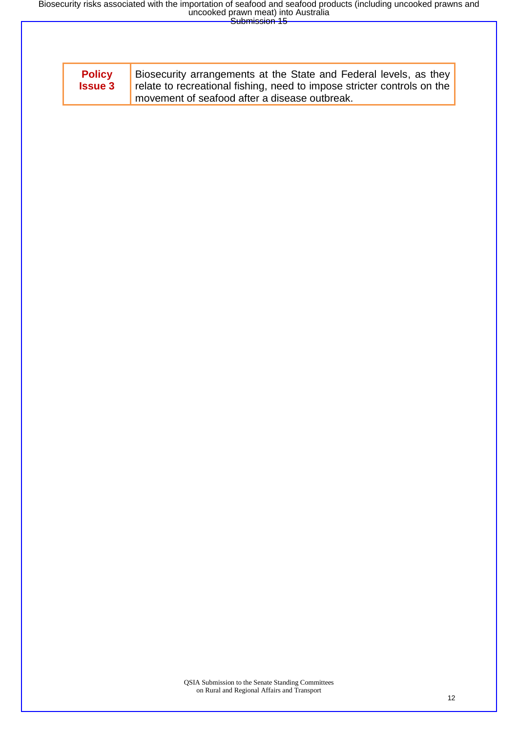| Policy Issue 3 | Biosecurity arrangements at the State and Federal levels, as they relate to recreational fishing, need to impose stricter controls on the movement of seafood after a disease outbreak. |
| --- | --- |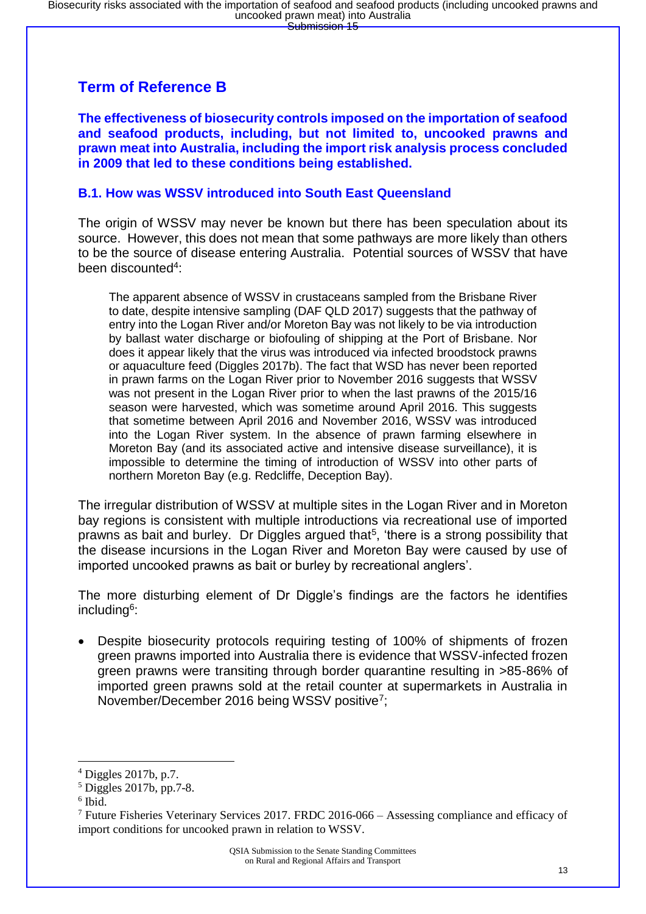## Term of Reference B

**The effectiveness of biosecurity controls imposed on the importation of seafood and seafood products, including, but not limited to, uncooked prawns and prawn meat into Australia, including the import risk analysis process concluded in 2009 that led to these conditions being established.**

### B.1. How was WSSV introduced into South East Queensland

The origin of WSSV may never be known but there has been speculation about its source. However, this does not mean that some pathways are more likely than others to be the source of disease entering Australia. Potential sources of WSSV that have been discounted[4]:

> The apparent absence of WSSV in crustaceans sampled from the Brisbane River to date, despite intensive sampling (DAF QLD 2017) suggests that the pathway of entry into the Logan River and/or Moreton Bay was not likely to be via introduction by ballast water discharge or biofouling of shipping at the Port of Brisbane. Nor does it appear likely that the virus was introduced via infected broodstock prawns or aquaculture feed (Diggles 2017b). The fact that WSD has never been reported in prawn farms on the Logan River prior to November 2016 suggests that WSSV was not present in the Logan River prior to when the last prawns of the 2015/16 season were harvested, which was sometime around April 2016. This suggests that sometime between April 2016 and November 2016, WSSV was introduced into the Logan River system. In the absence of prawn farming elsewhere in Moreton Bay (and its associated active and intensive disease surveillance), it is impossible to determine the timing of introduction of WSSV into other parts of northern Moreton Bay (e.g. Redcliffe, Deception Bay).

The irregular distribution of WSSV at multiple sites in the Logan River and in Moreton bay regions is consistent with multiple introductions via recreational use of imported prawns as bait and burley. Dr Diggles argued that[5], 'there is a strong possibility that the disease incursions in the Logan River and Moreton Bay were caused by use of imported uncooked prawns as bait or burley by recreational anglers'.

The more disturbing element of Dr Diggle's findings are the factors he identifies including[6]:

- Despite biosecurity protocols requiring testing of 100% of shipments of frozen green prawns imported into Australia there is evidence that WSSV-infected frozen green prawns were transiting through border quarantine resulting in >85-86% of imported green prawns sold at the retail counter at supermarkets in Australia in November/December 2016 being WSSV positive[7];

---

[4] Diggles 2017b, p.7.

[5] Diggles 2017b, pp.7-8.

[6] Ibid.

[7] Future Fisheries Veterinary Services 2017. FRDC 2016-066 – Assessing compliance and efficacy of import conditions for uncooked prawn in relation to WSSV.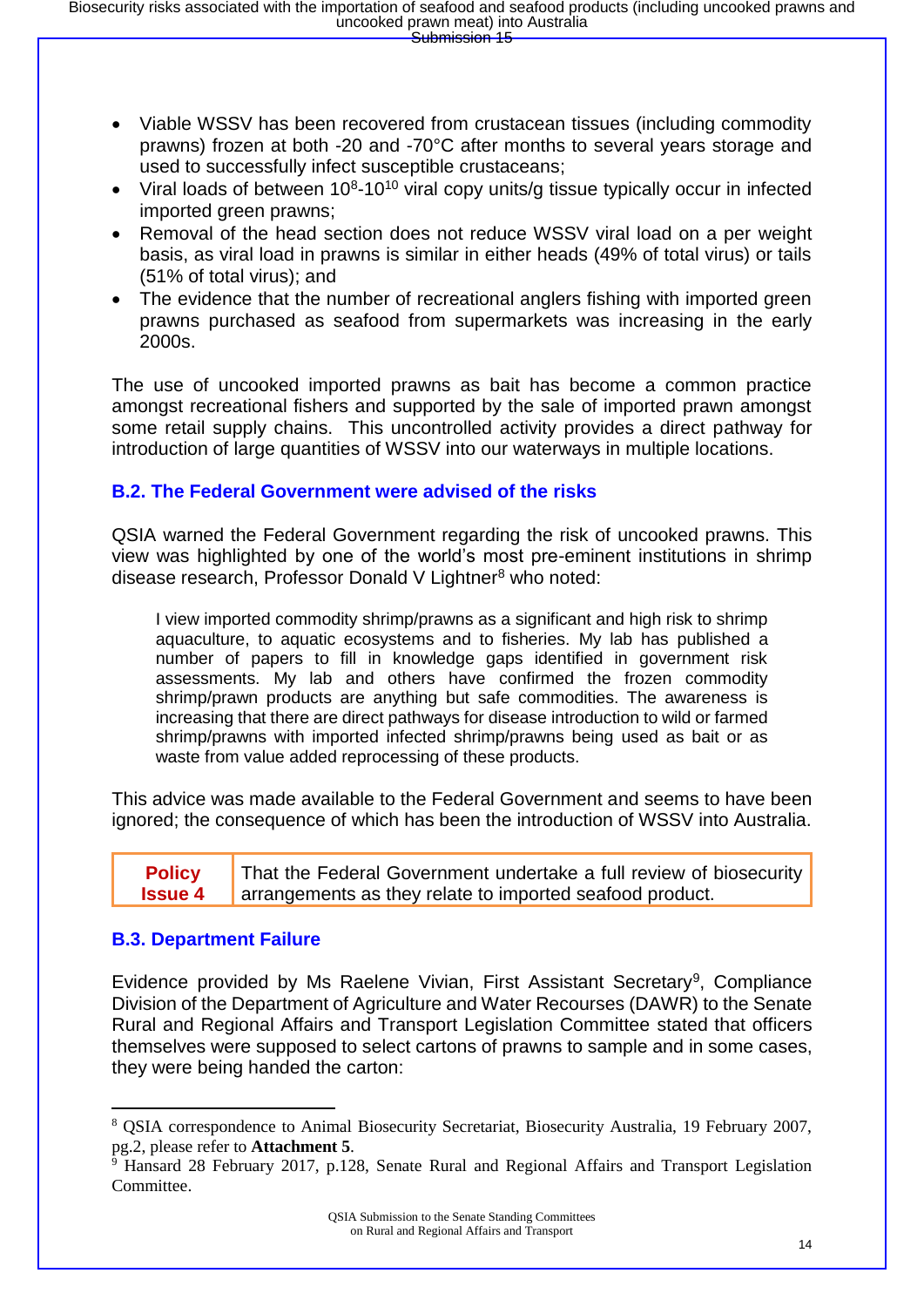- Viable WSSV has been recovered from crustacean tissues (including commodity prawns) frozen at both -20 and -70°C after months to several years storage and used to successfully infect susceptible crustaceans;
- Viral loads of between $10^8$-$10^{10}$ viral copy units/g tissue typically occur in infected imported green prawns;
- Removal of the head section does not reduce WSSV viral load on a per weight basis, as viral load in prawns is similar in either heads (49% of total virus) or tails (51% of total virus); and
- The evidence that the number of recreational anglers fishing with imported green prawns purchased as seafood from supermarkets was increasing in the early 2000s.

The use of uncooked imported prawns as bait has become a common practice amongst recreational fishers and supported by the sale of imported prawn amongst some retail supply chains. This uncontrolled activity provides a direct pathway for introduction of large quantities of WSSV into our waterways in multiple locations.

### B.2. The Federal Government were advised of the risks

QSIA warned the Federal Government regarding the risk of uncooked prawns. This view was highlighted by one of the world's most pre-eminent institutions in shrimp disease research, Professor Donald V Lightner[8] who noted:

> I view imported commodity shrimp/prawns as a significant and high risk to shrimp aquaculture, to aquatic ecosystems and to fisheries. My lab has published a number of papers to fill in knowledge gaps identified in government risk assessments. My lab and others have confirmed the frozen commodity shrimp/prawn products are anything but safe commodities. The awareness is increasing that there are direct pathways for disease introduction to wild or farmed shrimp/prawns with imported infected shrimp/prawns being used as bait or as waste from value added reprocessing of these products.

This advice was made available to the Federal Government and seems to have been ignored; the consequence of which has been the introduction of WSSV into Australia.

| **Policy Issue 4** | That the Federal Government undertake a full review of biosecurity arrangements as they relate to imported seafood product. |
|---|---|

### B.3. Department Failure

Evidence provided by Ms Raelene Vivian, First Assistant Secretary[9], Compliance Division of the Department of Agriculture and Water Recourses (DAWR) to the Senate Rural and Regional Affairs and Transport Legislation Committee stated that officers themselves were supposed to select cartons of prawns to sample and in some cases, they were being handed the carton:

---

[8] QSIA correspondence to Animal Biosecurity Secretariat, Biosecurity Australia, 19 February 2007, pg.2, please refer to **Attachment 5**.

[9] Hansard 28 February 2017, p.128, Senate Rural and Regional Affairs and Transport Legislation Committee.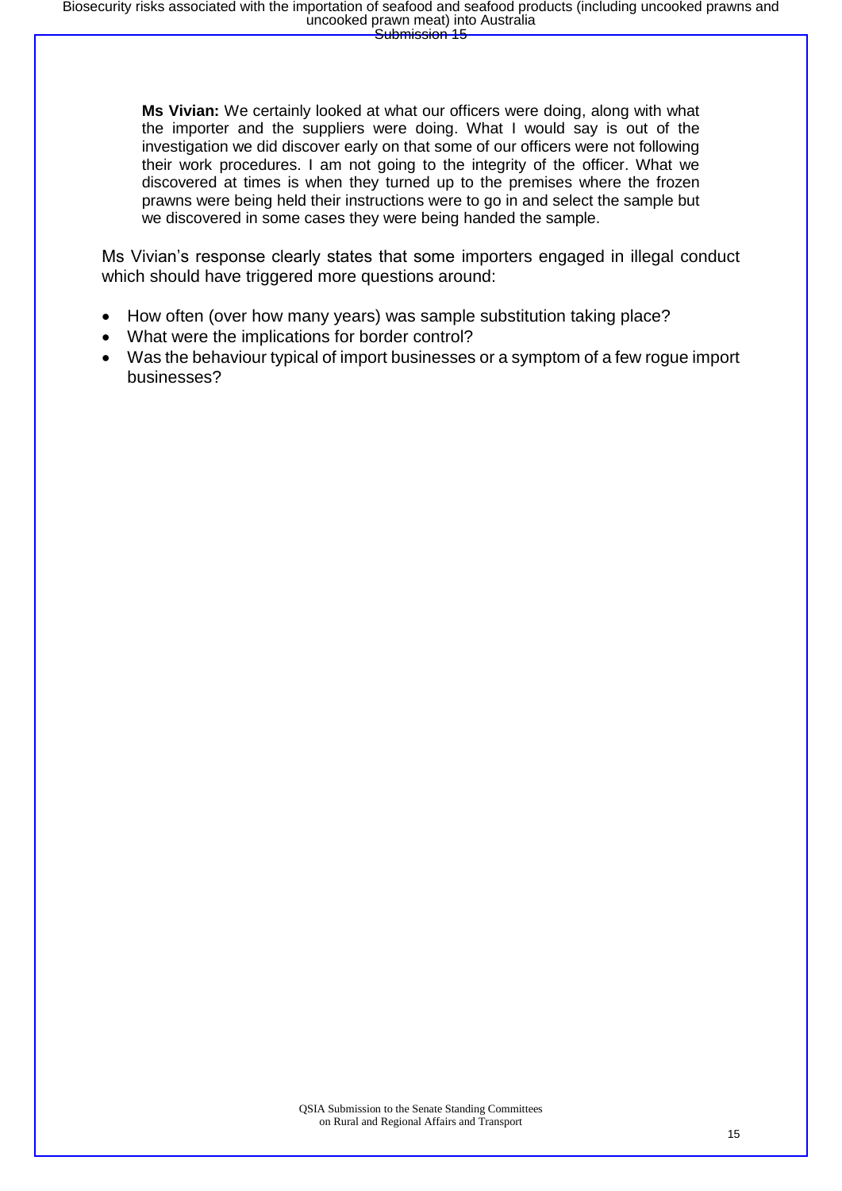> **Ms Vivian:** We certainly looked at what our officers were doing, along with what the importer and the suppliers were doing. What I would say is out of the investigation we did discover early on that some of our officers were not following their work procedures. I am not going to the integrity of the officer. What we discovered at times is when they turned up to the premises where the frozen prawns were being held their instructions were to go in and select the sample but we discovered in some cases they were being handed the sample.

Ms Vivian's response clearly states that some importers engaged in illegal conduct which should have triggered more questions around:

- How often (over how many years) was sample substitution taking place?
- What were the implications for border control?
- Was the behaviour typical of import businesses or a symptom of a few rogue import businesses?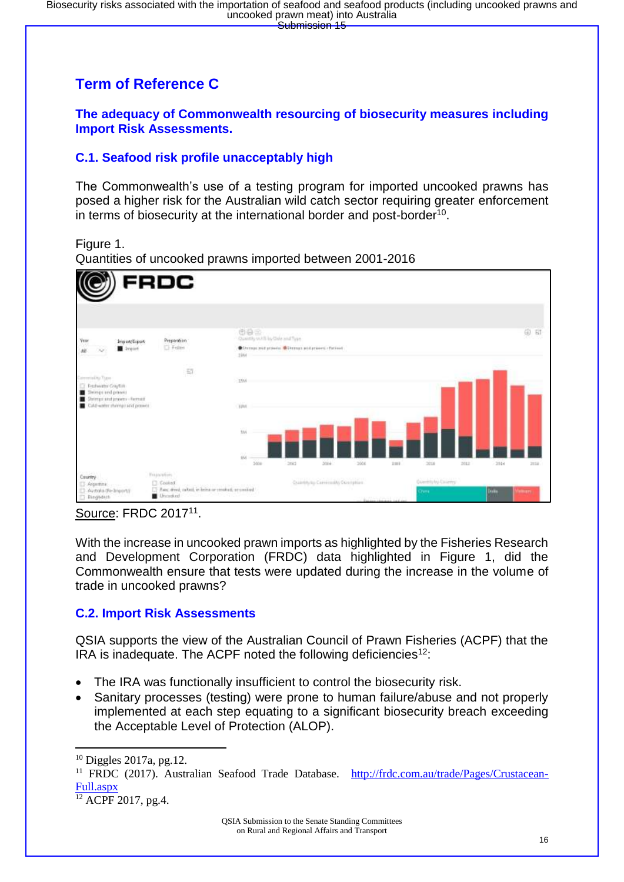## Term of Reference C

### The adequacy of Commonwealth resourcing of biosecurity measures including Import Risk Assessments.

### C.1. Seafood risk profile unacceptably high

The Commonwealth's use of a testing program for imported uncooked prawns has posed a higher risk for the Australian wild catch sector requiring greater enforcement in terms of biosecurity at the international border and post-border[10].

Figure 1.
Quantities of uncooked prawns imported between 2001-2016

Source: FRDC 2017[11].

With the increase in uncooked prawn imports as highlighted by the Fisheries Research and Development Corporation (FRDC) data highlighted in Figure 1, did the Commonwealth ensure that tests were updated during the increase in the volume of trade in uncooked prawns?

### C.2. Import Risk Assessments

QSIA supports the view of the Australian Council of Prawn Fisheries (ACPF) that the IRA is inadequate. The ACPF noted the following deficiencies[12]:

- The IRA was functionally insufficient to control the biosecurity risk.
- Sanitary processes (testing) were prone to human failure/abuse and not properly implemented at each step equating to a significant biosecurity breach exceeding the Acceptable Level of Protection (ALOP).

---

[10] Diggles 2017a, pg.12.
[11] FRDC (2017). Australian Seafood Trade Database. http://frdc.com.au/trade/Pages/Crustacean-Full.aspx
[12] ACPF 2017, pg.4.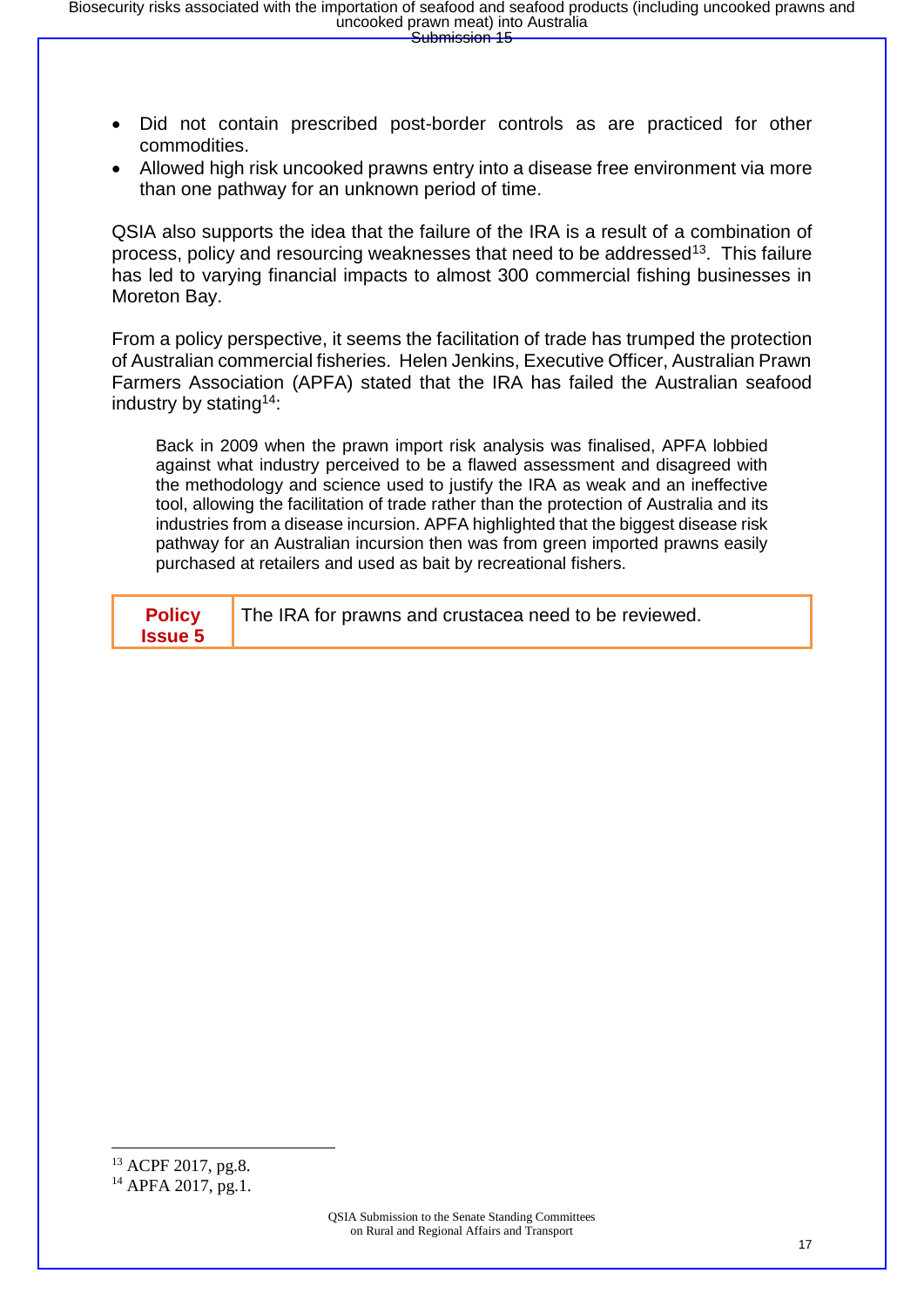- Did not contain prescribed post-border controls as are practiced for other commodities.
- Allowed high risk uncooked prawns entry into a disease free environment via more than one pathway for an unknown period of time.

QSIA also supports the idea that the failure of the IRA is a result of a combination of process, policy and resourcing weaknesses that need to be addressed[13]. This failure has led to varying financial impacts to almost 300 commercial fishing businesses in Moreton Bay.

From a policy perspective, it seems the facilitation of trade has trumped the protection of Australian commercial fisheries. Helen Jenkins, Executive Officer, Australian Prawn Farmers Association (APFA) stated that the IRA has failed the Australian seafood industry by stating[14]:

> Back in 2009 when the prawn import risk analysis was finalised, APFA lobbied against what industry perceived to be a flawed assessment and disagreed with the methodology and science used to justify the IRA as weak and an ineffective tool, allowing the facilitation of trade rather than the protection of Australia and its industries from a disease incursion. APFA highlighted that the biggest disease risk pathway for an Australian incursion then was from green imported prawns easily purchased at retailers and used as bait by recreational fishers.

| **Policy Issue 5** | The IRA for prawns and crustacea need to be reviewed. |
|---|---|

[13] ACPF 2017, pg.8.

[14] APFA 2017, pg.1.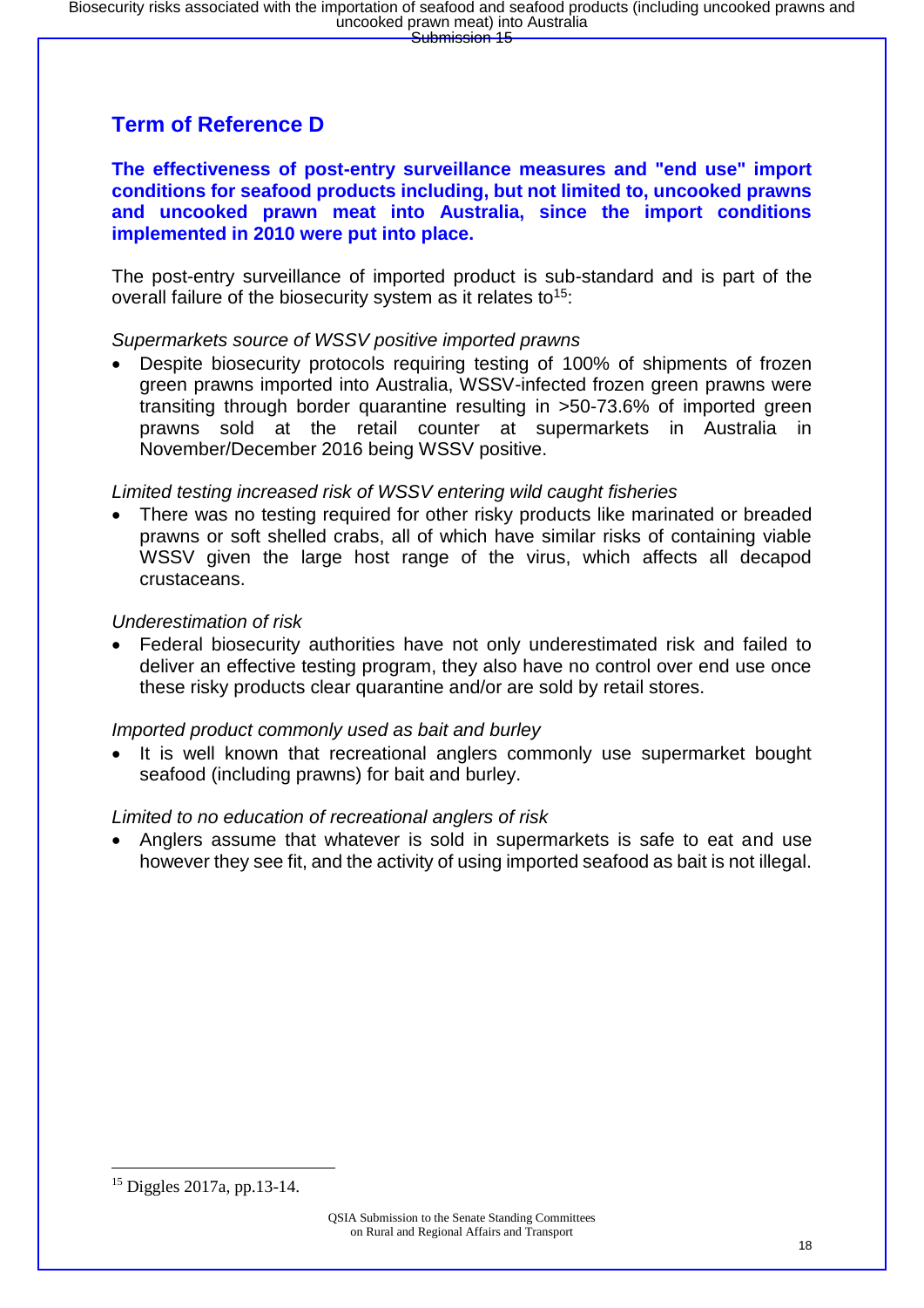## Term of Reference D

**The effectiveness of post-entry surveillance measures and "end use" import conditions for seafood products including, but not limited to, uncooked prawns and uncooked prawn meat into Australia, since the import conditions implemented in 2010 were put into place.**

The post-entry surveillance of imported product is sub-standard and is part of the overall failure of the biosecurity system as it relates to[15]:

*Supermarkets source of WSSV positive imported prawns*

- Despite biosecurity protocols requiring testing of 100% of shipments of frozen green prawns imported into Australia, WSSV-infected frozen green prawns were transiting through border quarantine resulting in >50-73.6% of imported green prawns sold at the retail counter at supermarkets in Australia in November/December 2016 being WSSV positive.

*Limited testing increased risk of WSSV entering wild caught fisheries*

- There was no testing required for other risky products like marinated or breaded prawns or soft shelled crabs, all of which have similar risks of containing viable WSSV given the large host range of the virus, which affects all decapod crustaceans.

*Underestimation of risk*

- Federal biosecurity authorities have not only underestimated risk and failed to deliver an effective testing program, they also have no control over end use once these risky products clear quarantine and/or are sold by retail stores.

*Imported product commonly used as bait and burley*

- It is well known that recreational anglers commonly use supermarket bought seafood (including prawns) for bait and burley.

*Limited to no education of recreational anglers of risk*

- Anglers assume that whatever is sold in supermarkets is safe to eat and use however they see fit, and the activity of using imported seafood as bait is not illegal.

---

[15] Diggles 2017a, pp.13-14.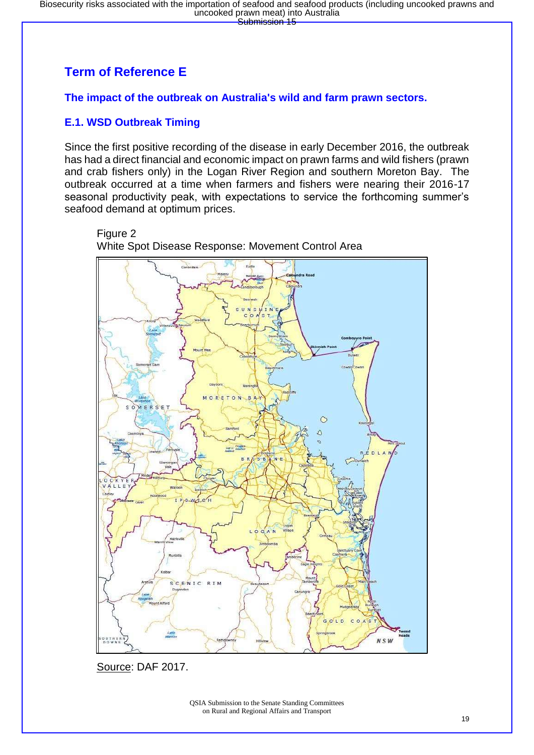## Term of Reference E

### The impact of the outbreak on Australia's wild and farm prawn sectors.

### E.1. WSD Outbreak Timing

Since the first positive recording of the disease in early December 2016, the outbreak has had a direct financial and economic impact on prawn farms and wild fishers (prawn and crab fishers only) in the Logan River Region and southern Moreton Bay. The outbreak occurred at a time when farmers and fishers were nearing their 2016-17 seasonal productivity peak, with expectations to service the forthcoming summer's seafood demand at optimum prices.

Figure 2
White Spot Disease Response: Movement Control Area

Source: DAF 2017.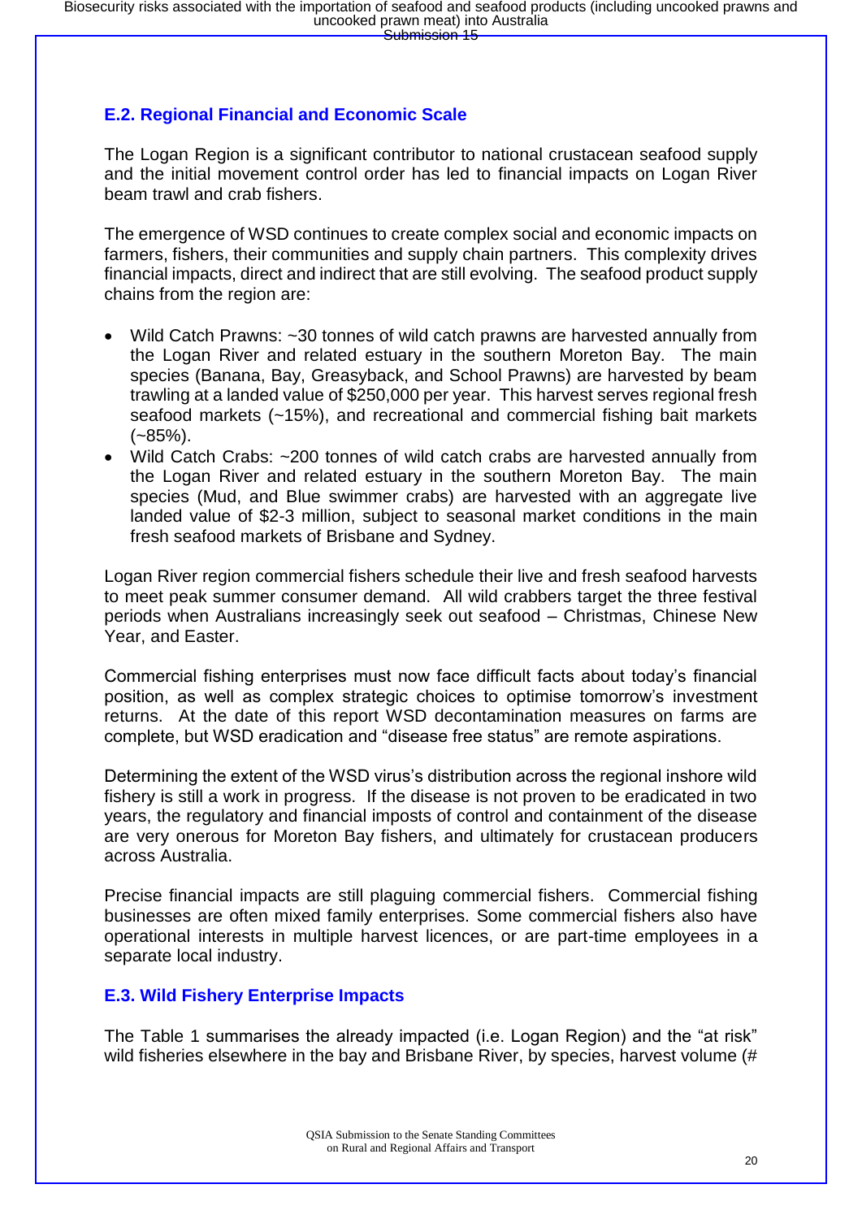## E.2. Regional Financial and Economic Scale

The Logan Region is a significant contributor to national crustacean seafood supply and the initial movement control order has led to financial impacts on Logan River beam trawl and crab fishers.

The emergence of WSD continues to create complex social and economic impacts on farmers, fishers, their communities and supply chain partners. This complexity drives financial impacts, direct and indirect that are still evolving. The seafood product supply chains from the region are:

- Wild Catch Prawns: ~30 tonnes of wild catch prawns are harvested annually from the Logan River and related estuary in the southern Moreton Bay. The main species (Banana, Bay, Greasyback, and School Prawns) are harvested by beam trawling at a landed value of $250,000 per year. This harvest serves regional fresh seafood markets (~15%), and recreational and commercial fishing bait markets (~85%).
- Wild Catch Crabs: ~200 tonnes of wild catch crabs are harvested annually from the Logan River and related estuary in the southern Moreton Bay. The main species (Mud, and Blue swimmer crabs) are harvested with an aggregate live landed value of $2-3 million, subject to seasonal market conditions in the main fresh seafood markets of Brisbane and Sydney.

Logan River region commercial fishers schedule their live and fresh seafood harvests to meet peak summer consumer demand. All wild crabbers target the three festival periods when Australians increasingly seek out seafood – Christmas, Chinese New Year, and Easter.

Commercial fishing enterprises must now face difficult facts about today's financial position, as well as complex strategic choices to optimise tomorrow's investment returns. At the date of this report WSD decontamination measures on farms are complete, but WSD eradication and "disease free status" are remote aspirations.

Determining the extent of the WSD virus's distribution across the regional inshore wild fishery is still a work in progress. If the disease is not proven to be eradicated in two years, the regulatory and financial imposts of control and containment of the disease are very onerous for Moreton Bay fishers, and ultimately for crustacean producers across Australia.

Precise financial impacts are still plaguing commercial fishers. Commercial fishing businesses are often mixed family enterprises. Some commercial fishers also have operational interests in multiple harvest licences, or are part-time employees in a separate local industry.

## E.3. Wild Fishery Enterprise Impacts

The Table 1 summarises the already impacted (i.e. Logan Region) and the "at risk" wild fisheries elsewhere in the bay and Brisbane River, by species, harvest volume (#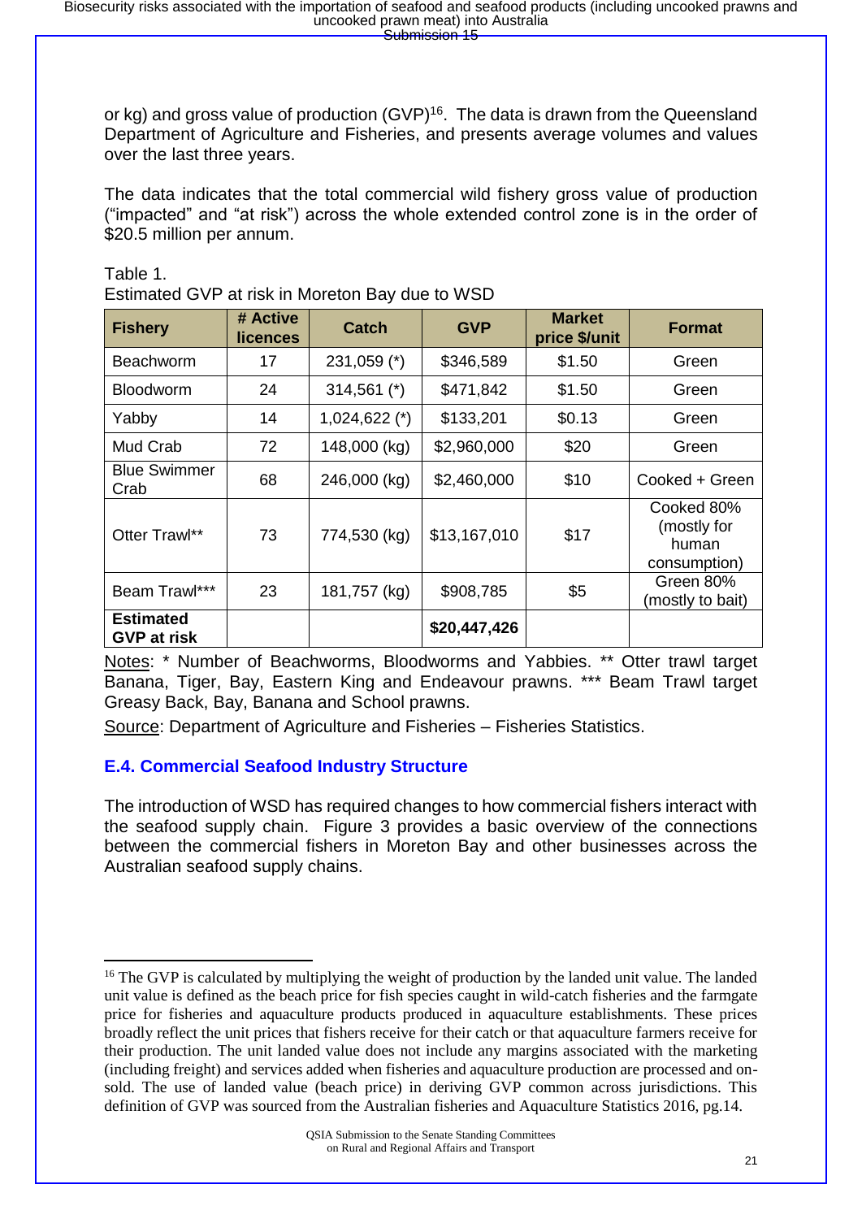or kg) and gross value of production (GVP)[16]. The data is drawn from the Queensland Department of Agriculture and Fisheries, and presents average volumes and values over the last three years.

The data indicates that the total commercial wild fishery gross value of production ("impacted" and "at risk") across the whole extended control zone is in the order of $20.5 million per annum.

Table 1.
Estimated GVP at risk in Moreton Bay due to WSD

| Fishery | # Active licences | Catch | GVP | Market price $/unit | Format |
|---|---|---|---|---|---|
| Beachworm | 17 | 231,059 (*) | $346,589 | $1.50 | Green |
| Bloodworm | 24 | 314,561 (*) | $471,842 | $1.50 | Green |
| Yabby | 14 | 1,024,622 (*) | $133,201 | $0.13 | Green |
| Mud Crab | 72 | 148,000 (kg) | $2,960,000 | $20 | Green |
| Blue Swimmer Crab | 68 | 246,000 (kg) | $2,460,000 | $10 | Cooked + Green |
| Otter Trawl** | 73 | 774,530 (kg) | $13,167,010 | $17 | Cooked 80% (mostly for human consumption) |
| Beam Trawl*** | 23 | 181,757 (kg) | $908,785 | $5 | Green 80% (mostly to bait) |
| **Estimated GVP at risk** | | | **$20,447,426** | | |

Notes: * Number of Beachworms, Bloodworms and Yabbies. ** Otter trawl target Banana, Tiger, Bay, Eastern King and Endeavour prawns. *** Beam Trawl target Greasy Back, Bay, Banana and School prawns.

Source: Department of Agriculture and Fisheries – Fisheries Statistics.

### E.4. Commercial Seafood Industry Structure

The introduction of WSD has required changes to how commercial fishers interact with the seafood supply chain. Figure 3 provides a basic overview of the connections between the commercial fishers in Moreton Bay and other businesses across the Australian seafood supply chains.

---

[16] The GVP is calculated by multiplying the weight of production by the landed unit value. The landed unit value is defined as the beach price for fish species caught in wild-catch fisheries and the farmgate price for fisheries and aquaculture products produced in aquaculture establishments. These prices broadly reflect the unit prices that fishers receive for their catch or that aquaculture farmers receive for their production. The unit landed value does not include any margins associated with the marketing (including freight) and services added when fisheries and aquaculture production are processed and on-sold. The use of landed value (beach price) in deriving GVP common across jurisdictions. This definition of GVP was sourced from the Australian fisheries and Aquaculture Statistics 2016, pg.14.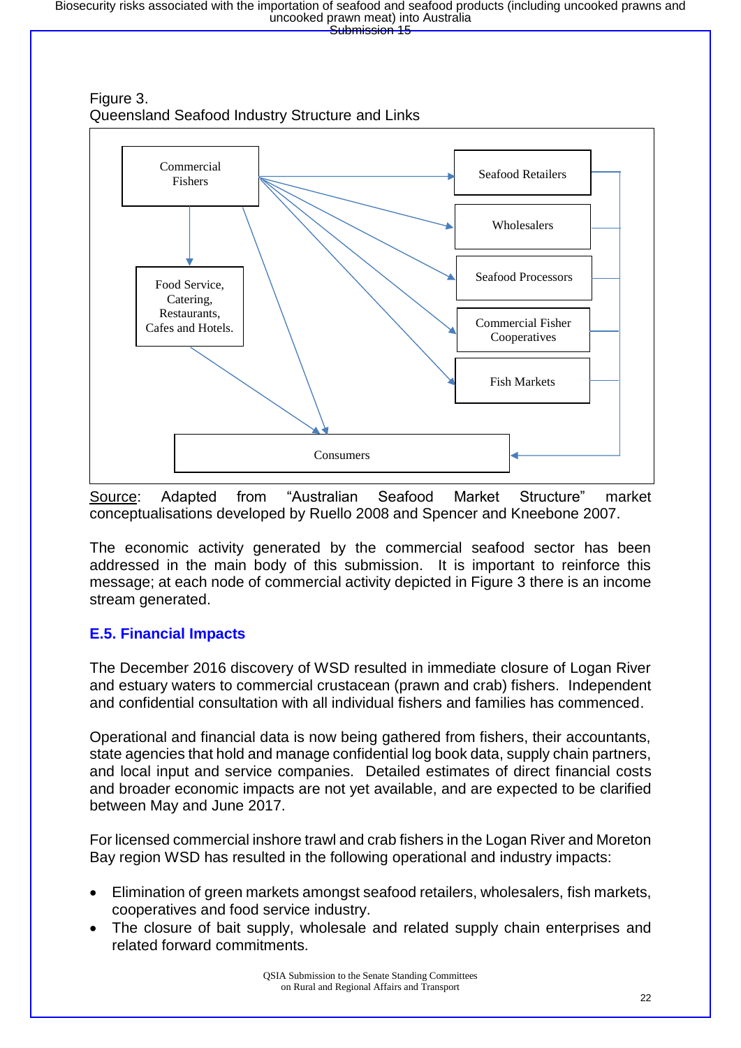Figure 3.
Queensland Seafood Industry Structure and Links

Commercial Fishers

Seafood Retailers

Wholesalers

Seafood Processors

Commercial Fisher Cooperatives

Fish Markets

Food Service, Catering, Restaurants, Cafes and Hotels.

Consumers

Source: Adapted from "Australian Seafood Market Structure" market conceptualisations developed by Ruello 2008 and Spencer and Kneebone 2007.

The economic activity generated by the commercial seafood sector has been addressed in the main body of this submission. It is important to reinforce this message; at each node of commercial activity depicted in Figure 3 there is an income stream generated.

## E.5. Financial Impacts

The December 2016 discovery of WSD resulted in immediate closure of Logan River and estuary waters to commercial crustacean (prawn and crab) fishers. Independent and confidential consultation with all individual fishers and families has commenced.

Operational and financial data is now being gathered from fishers, their accountants, state agencies that hold and manage confidential log book data, supply chain partners, and local input and service companies. Detailed estimates of direct financial costs and broader economic impacts are not yet available, and are expected to be clarified between May and June 2017.

For licensed commercial inshore trawl and crab fishers in the Logan River and Moreton Bay region WSD has resulted in the following operational and industry impacts:

- Elimination of green markets amongst seafood retailers, wholesalers, fish markets, cooperatives and food service industry.
- The closure of bait supply, wholesale and related supply chain enterprises and related forward commitments.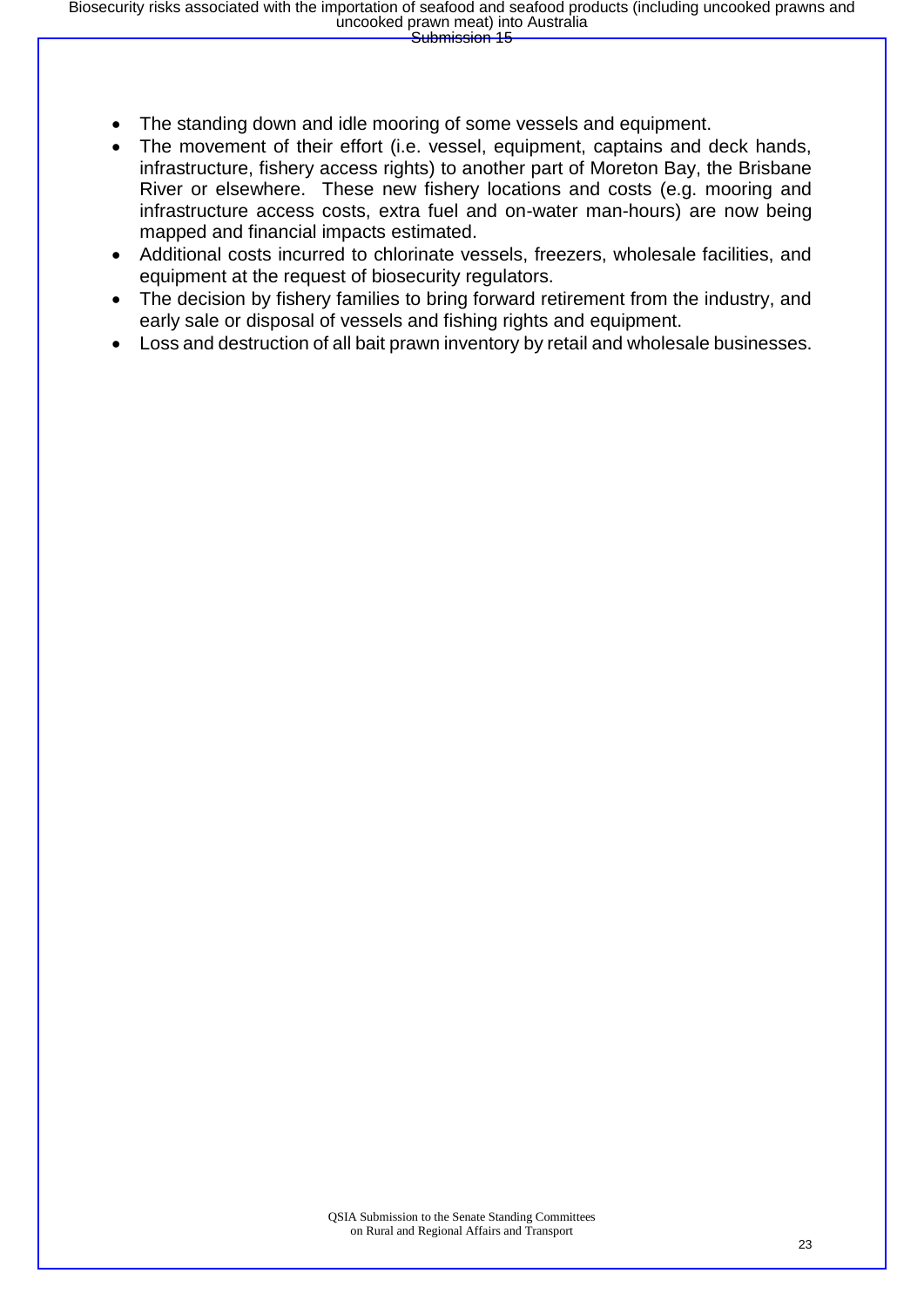- The standing down and idle mooring of some vessels and equipment.
- The movement of their effort (i.e. vessel, equipment, captains and deck hands, infrastructure, fishery access rights) to another part of Moreton Bay, the Brisbane River or elsewhere. These new fishery locations and costs (e.g. mooring and infrastructure access costs, extra fuel and on-water man-hours) are now being mapped and financial impacts estimated.
- Additional costs incurred to chlorinate vessels, freezers, wholesale facilities, and equipment at the request of biosecurity regulators.
- The decision by fishery families to bring forward retirement from the industry, and early sale or disposal of vessels and fishing rights and equipment.
- Loss and destruction of all bait prawn inventory by retail and wholesale businesses.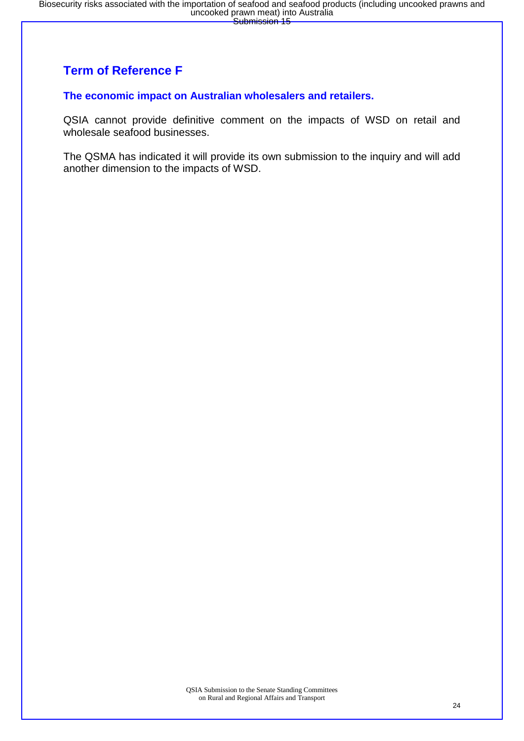## Term of Reference F

### The economic impact on Australian wholesalers and retailers.

QSIA cannot provide definitive comment on the impacts of WSD on retail and wholesale seafood businesses.

The QSMA has indicated it will provide its own submission to the inquiry and will add another dimension to the impacts of WSD.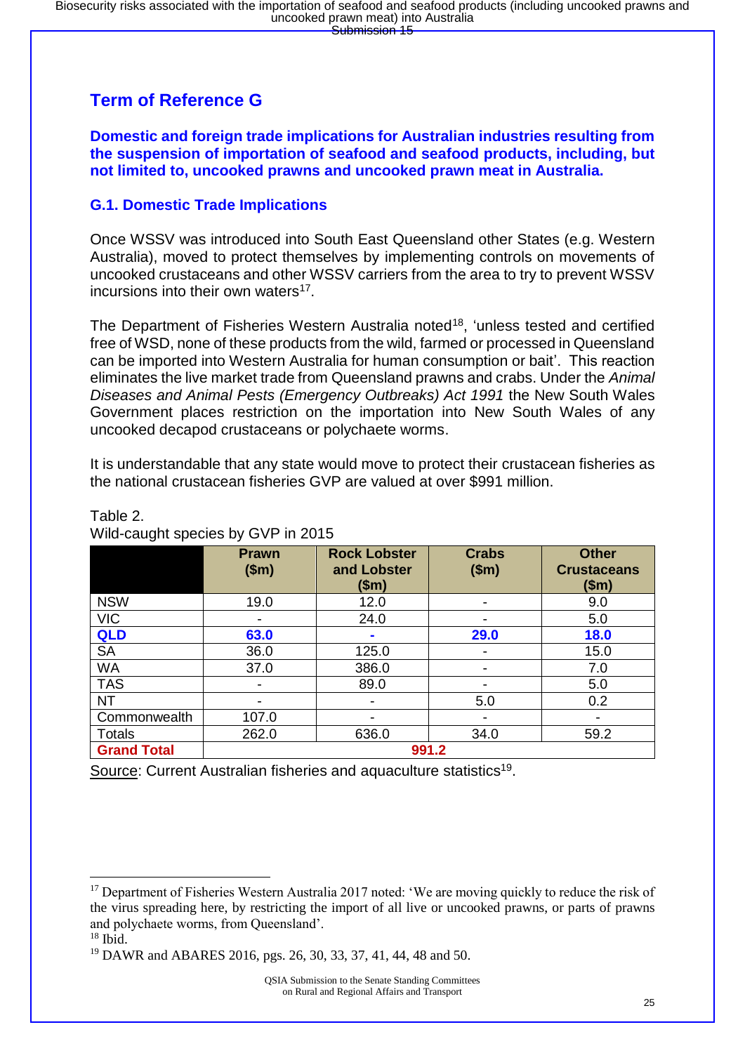## Term of Reference G

### Domestic and foreign trade implications for Australian industries resulting from the suspension of importation of seafood and seafood products, including, but not limited to, uncooked prawns and uncooked prawn meat in Australia.

### G.1. Domestic Trade Implications

Once WSSV was introduced into South East Queensland other States (e.g. Western Australia), moved to protect themselves by implementing controls on movements of uncooked crustaceans and other WSSV carriers from the area to try to prevent WSSV incursions into their own waters[17].

The Department of Fisheries Western Australia noted[18], 'unless tested and certified free of WSD, none of these products from the wild, farmed or processed in Queensland can be imported into Western Australia for human consumption or bait'. This reaction eliminates the live market trade from Queensland prawns and crabs. Under the *Animal Diseases and Animal Pests (Emergency Outbreaks) Act 1991* the New South Wales Government places restriction on the importation into New South Wales of any uncooked decapod crustaceans or polychaete worms.

It is understandable that any state would move to protect their crustacean fisheries as the national crustacean fisheries GVP are valued at over $991 million.

Table 2.
Wild-caught species by GVP in 2015

| | Prawn ($m) | Rock Lobster and Lobster ($m) | Crabs ($m) | Other Crustaceans ($m) |
|---|---|---|---|---|
| NSW | 19.0 | 12.0 | - | 9.0 |
| VIC | - | 24.0 | - | 5.0 |
| **QLD** | **63.0** | **-** | **29.0** | **18.0** |
| SA | 36.0 | 125.0 | - | 15.0 |
| WA | 37.0 | 386.0 | - | 7.0 |
| TAS | - | 89.0 | - | 5.0 |
| NT | - | - | 5.0 | 0.2 |
| Commonwealth | 107.0 | - | - | - |
| Totals | 262.0 | 636.0 | 34.0 | 59.2 |
| **Grand Total** | **991.2** | | | |

Source: Current Australian fisheries and aquaculture statistics[19].

[17] Department of Fisheries Western Australia 2017 noted: 'We are moving quickly to reduce the risk of the virus spreading here, by restricting the import of all live or uncooked prawns, or parts of prawns and polychaete worms, from Queensland'.
[18] Ibid.
[19] DAWR and ABARES 2016, pgs. 26, 30, 33, 37, 41, 44, 48 and 50.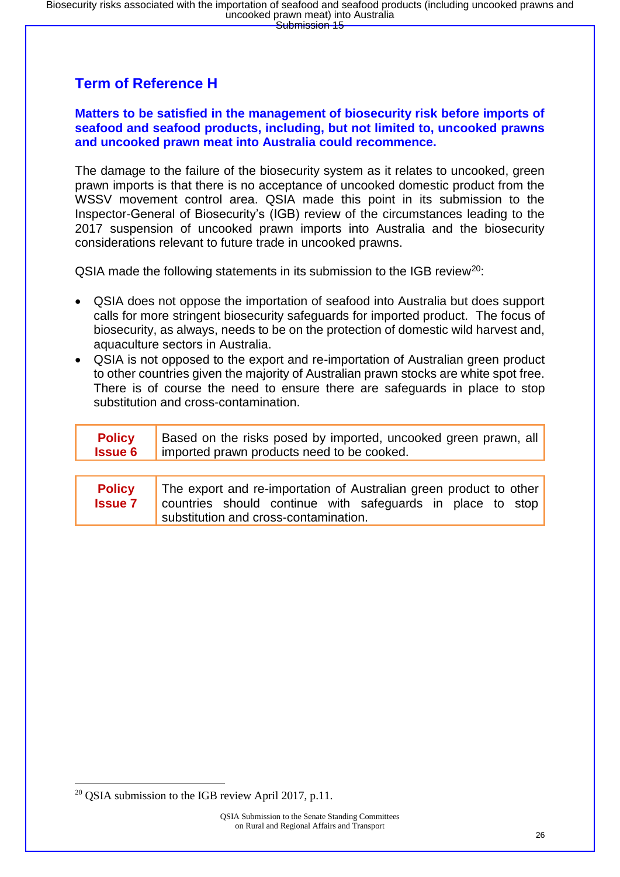## Term of Reference H

**Matters to be satisfied in the management of biosecurity risk before imports of seafood and seafood products, including, but not limited to, uncooked prawns and uncooked prawn meat into Australia could recommence.**

The damage to the failure of the biosecurity system as it relates to uncooked, green prawn imports is that there is no acceptance of uncooked domestic product from the WSSV movement control area. QSIA made this point in its submission to the Inspector-General of Biosecurity's (IGB) review of the circumstances leading to the 2017 suspension of uncooked prawn imports into Australia and the biosecurity considerations relevant to future trade in uncooked prawns.

QSIA made the following statements in its submission to the IGB review[20]:

- QSIA does not oppose the importation of seafood into Australia but does support calls for more stringent biosecurity safeguards for imported product. The focus of biosecurity, as always, needs to be on the protection of domestic wild harvest and, aquaculture sectors in Australia.
- QSIA is not opposed to the export and re-importation of Australian green product to other countries given the majority of Australian prawn stocks are white spot free. There is of course the need to ensure there are safeguards in place to stop substitution and cross-contamination.

| **Policy Issue 6** | Based on the risks posed by imported, uncooked green prawn, all imported prawn products need to be cooked. |
|---|---|

| **Policy Issue 7** | The export and re-importation of Australian green product to other countries should continue with safeguards in place to stop substitution and cross-contamination. |
|---|---|

[20] QSIA submission to the IGB review April 2017, p.11.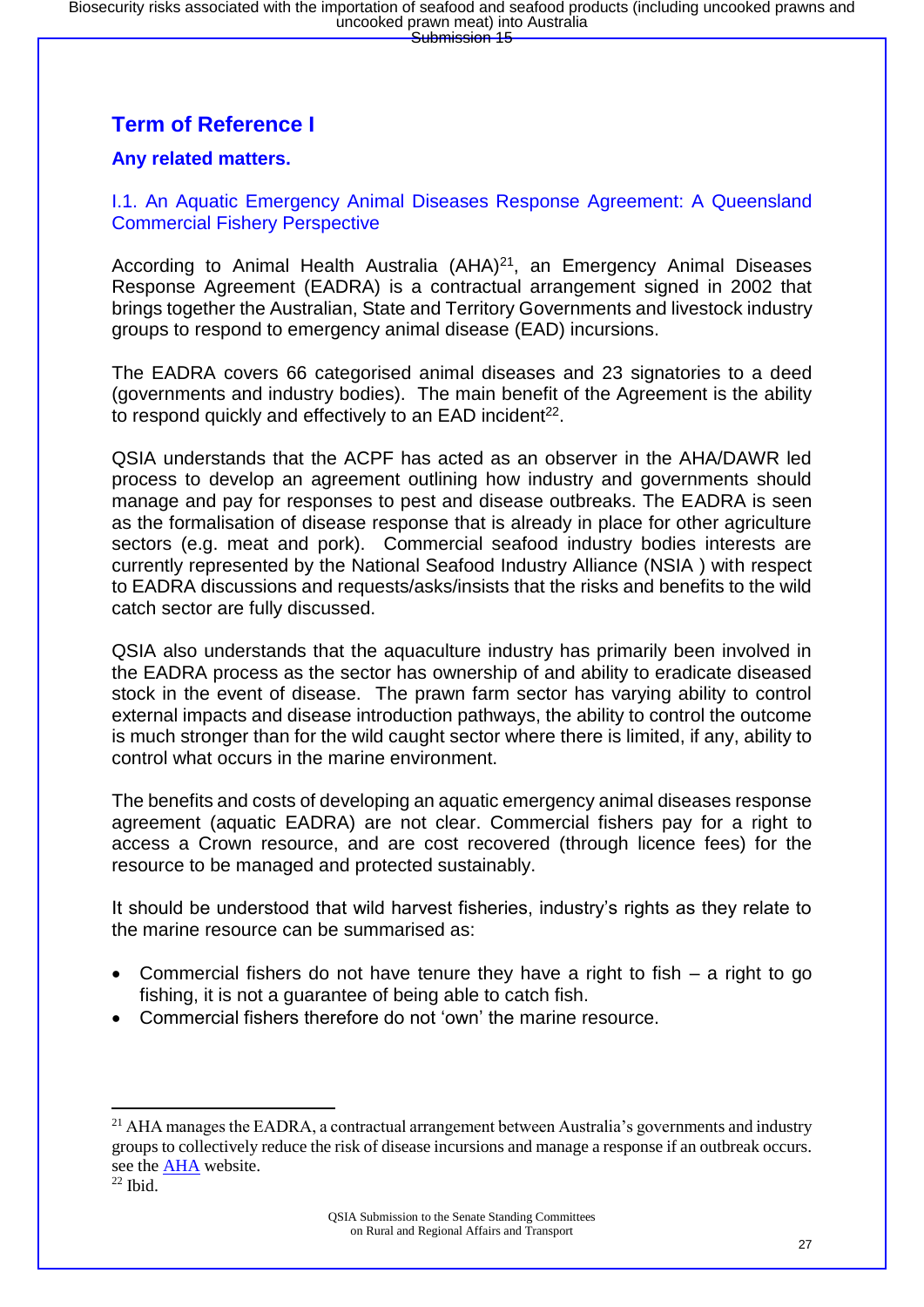## Term of Reference I

### Any related matters.

### I.1. An Aquatic Emergency Animal Diseases Response Agreement: A Queensland Commercial Fishery Perspective

According to Animal Health Australia (AHA)[21], an Emergency Animal Diseases Response Agreement (EADRA) is a contractual arrangement signed in 2002 that brings together the Australian, State and Territory Governments and livestock industry groups to respond to emergency animal disease (EAD) incursions.

The EADRA covers 66 categorised animal diseases and 23 signatories to a deed (governments and industry bodies). The main benefit of the Agreement is the ability to respond quickly and effectively to an EAD incident[22].

QSIA understands that the ACPF has acted as an observer in the AHA/DAWR led process to develop an agreement outlining how industry and governments should manage and pay for responses to pest and disease outbreaks. The EADRA is seen as the formalisation of disease response that is already in place for other agriculture sectors (e.g. meat and pork). Commercial seafood industry bodies interests are currently represented by the National Seafood Industry Alliance (NSIA ) with respect to EADRA discussions and requests/asks/insists that the risks and benefits to the wild catch sector are fully discussed.

QSIA also understands that the aquaculture industry has primarily been involved in the EADRA process as the sector has ownership of and ability to eradicate diseased stock in the event of disease. The prawn farm sector has varying ability to control external impacts and disease introduction pathways, the ability to control the outcome is much stronger than for the wild caught sector where there is limited, if any, ability to control what occurs in the marine environment.

The benefits and costs of developing an aquatic emergency animal diseases response agreement (aquatic EADRA) are not clear. Commercial fishers pay for a right to access a Crown resource, and are cost recovered (through licence fees) for the resource to be managed and protected sustainably.

It should be understood that wild harvest fisheries, industry's rights as they relate to the marine resource can be summarised as:

- Commercial fishers do not have tenure they have a right to fish – a right to go fishing, it is not a guarantee of being able to catch fish.
- Commercial fishers therefore do not 'own' the marine resource.

---

[21] AHA manages the EADRA, a contractual arrangement between Australia's governments and industry groups to collectively reduce the risk of disease incursions and manage a response if an outbreak occurs. see the AHA website.

[22] Ibid.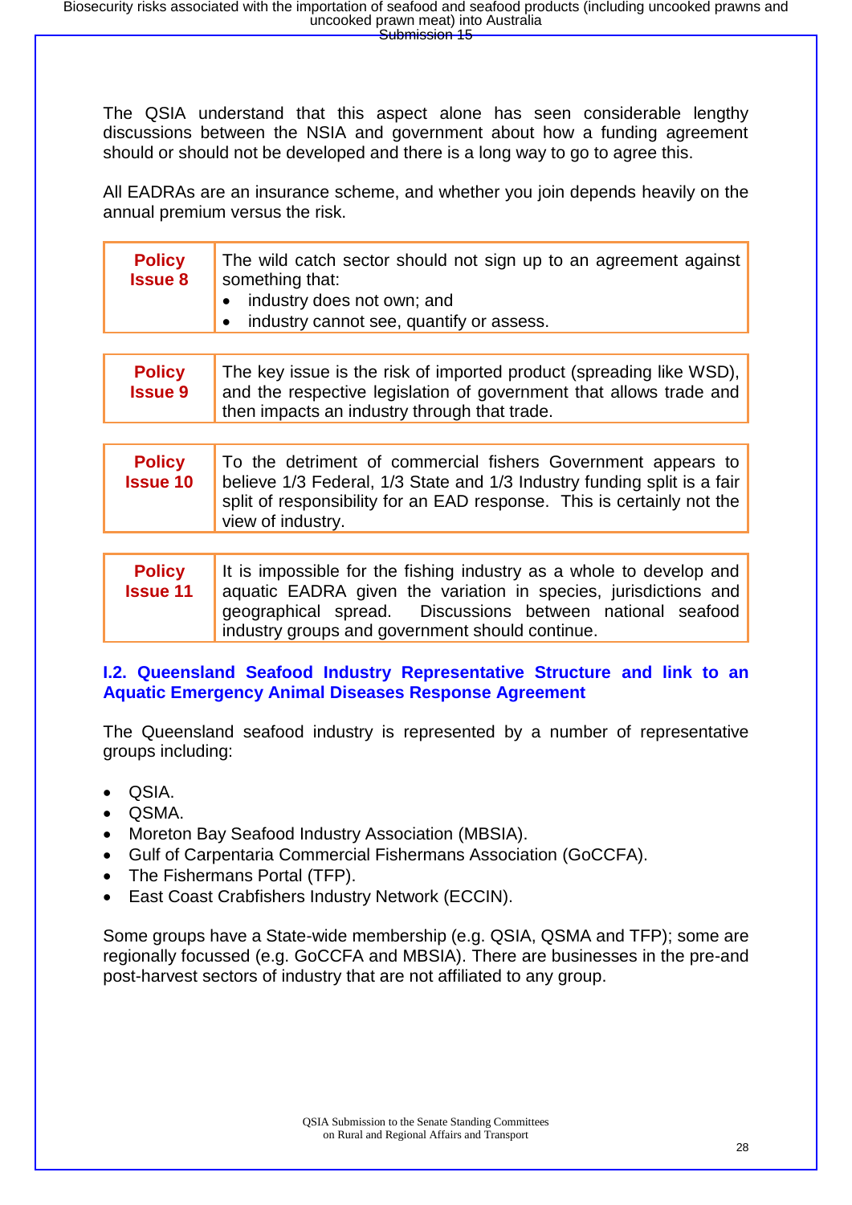The QSIA understand that this aspect alone has seen considerable lengthy discussions between the NSIA and government about how a funding agreement should or should not be developed and there is a long way to go to agree this.

All EADRAs are an insurance scheme, and whether you join depends heavily on the annual premium versus the risk.

| **Policy Issue 8** | The wild catch sector should not sign up to an agreement against something that:<br>• industry does not own; and<br>• industry cannot see, quantify or assess. |
|---|---|

| **Policy Issue 9** | The key issue is the risk of imported product (spreading like WSD), and the respective legislation of government that allows trade and then impacts an industry through that trade. |
|---|---|

| **Policy Issue 10** | To the detriment of commercial fishers Government appears to believe 1/3 Federal, 1/3 State and 1/3 Industry funding split is a fair split of responsibility for an EAD response. This is certainly not the view of industry. |
|---|---|

| **Policy Issue 11** | It is impossible for the fishing industry as a whole to develop and aquatic EADRA given the variation in species, jurisdictions and geographical spread. Discussions between national seafood industry groups and government should continue. |
|---|---|

## I.2. Queensland Seafood Industry Representative Structure and link to an Aquatic Emergency Animal Diseases Response Agreement

The Queensland seafood industry is represented by a number of representative groups including:

- QSIA.
- QSMA.
- Moreton Bay Seafood Industry Association (MBSIA).
- Gulf of Carpentaria Commercial Fishermans Association (GoCCFA).
- The Fishermans Portal (TFP).
- East Coast Crabfishers Industry Network (ECCIN).

Some groups have a State-wide membership (e.g. QSIA, QSMA and TFP); some are regionally focussed (e.g. GoCCFA and MBSIA). There are businesses in the pre-and post-harvest sectors of industry that are not affiliated to any group.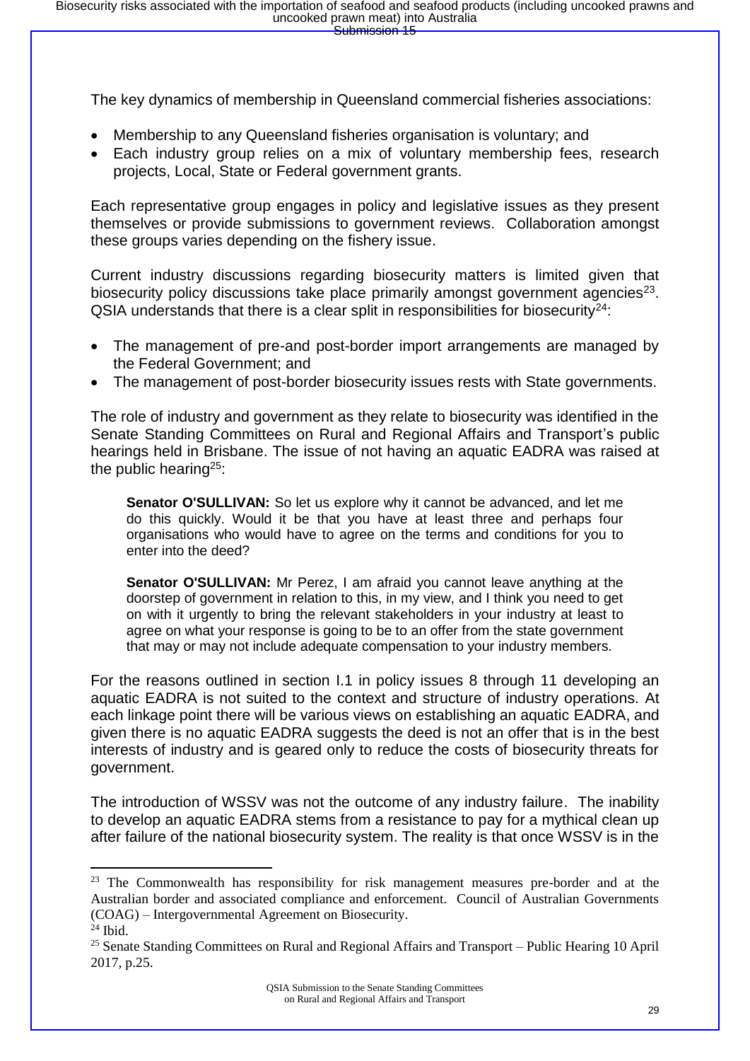The key dynamics of membership in Queensland commercial fisheries associations:

- Membership to any Queensland fisheries organisation is voluntary; and
- Each industry group relies on a mix of voluntary membership fees, research projects, Local, State or Federal government grants.

Each representative group engages in policy and legislative issues as they present themselves or provide submissions to government reviews. Collaboration amongst these groups varies depending on the fishery issue.

Current industry discussions regarding biosecurity matters is limited given that biosecurity policy discussions take place primarily amongst government agencies[23]. QSIA understands that there is a clear split in responsibilities for biosecurity[24]:

- The management of pre-and post-border import arrangements are managed by the Federal Government; and
- The management of post-border biosecurity issues rests with State governments.

The role of industry and government as they relate to biosecurity was identified in the Senate Standing Committees on Rural and Regional Affairs and Transport's public hearings held in Brisbane. The issue of not having an aquatic EADRA was raised at the public hearing[25]:

> **Senator O'SULLIVAN:** So let us explore why it cannot be advanced, and let me do this quickly. Would it be that you have at least three and perhaps four organisations who would have to agree on the terms and conditions for you to enter into the deed?
>
> **Senator O'SULLIVAN:** Mr Perez, I am afraid you cannot leave anything at the doorstep of government in relation to this, in my view, and I think you need to get on with it urgently to bring the relevant stakeholders in your industry at least to agree on what your response is going to be to an offer from the state government that may or may not include adequate compensation to your industry members.

For the reasons outlined in section I.1 in policy issues 8 through 11 developing an aquatic EADRA is not suited to the context and structure of industry operations. At each linkage point there will be various views on establishing an aquatic EADRA, and given there is no aquatic EADRA suggests the deed is not an offer that is in the best interests of industry and is geared only to reduce the costs of biosecurity threats for government.

The introduction of WSSV was not the outcome of any industry failure. The inability to develop an aquatic EADRA stems from a resistance to pay for a mythical clean up after failure of the national biosecurity system. The reality is that once WSSV is in the

---

[23] The Commonwealth has responsibility for risk management measures pre-border and at the Australian border and associated compliance and enforcement. Council of Australian Governments (COAG) – Intergovernmental Agreement on Biosecurity.

[24] Ibid.

[25] Senate Standing Committees on Rural and Regional Affairs and Transport – Public Hearing 10 April 2017, p.25.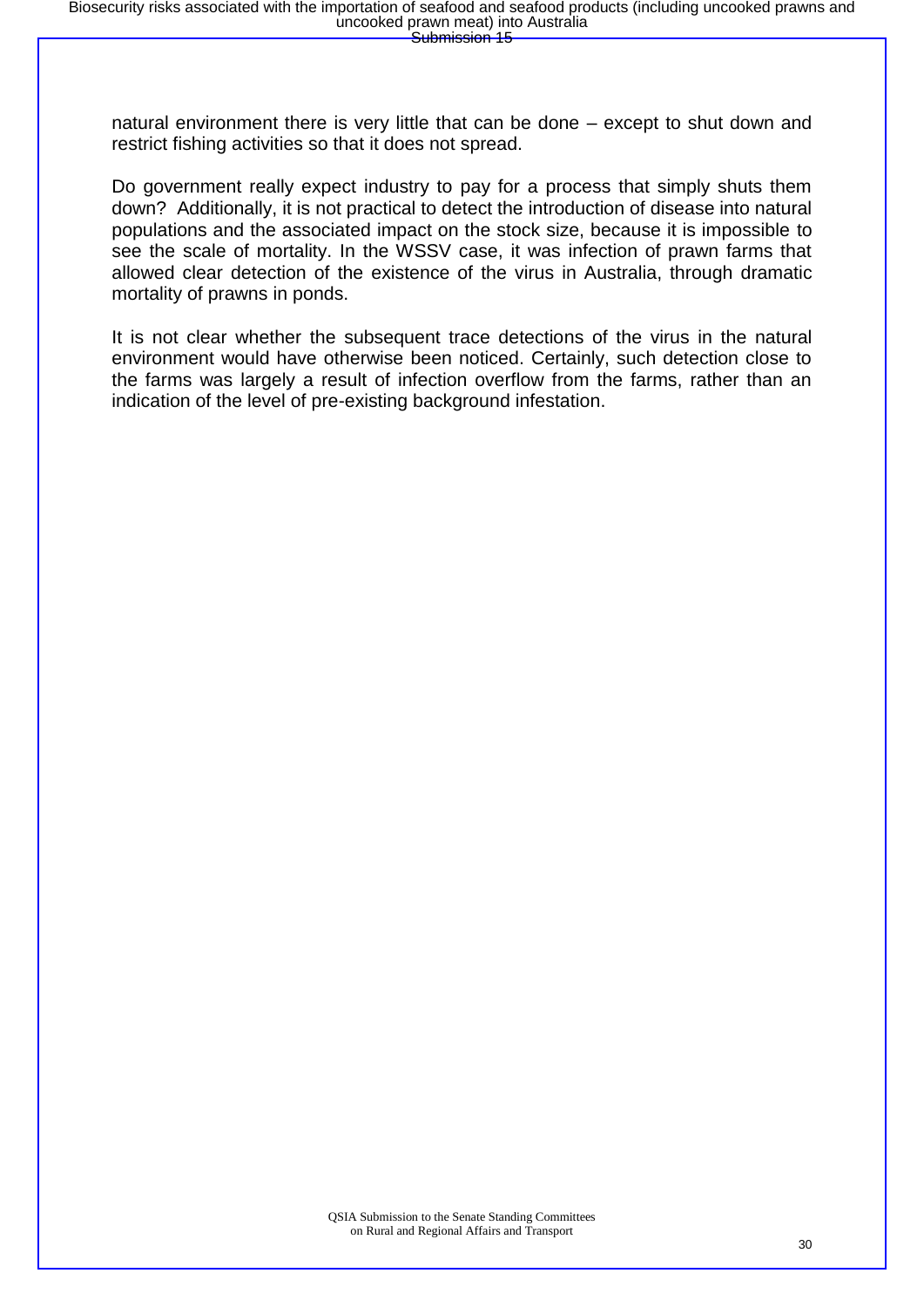natural environment there is very little that can be done – except to shut down and restrict fishing activities so that it does not spread.

Do government really expect industry to pay for a process that simply shuts them down? Additionally, it is not practical to detect the introduction of disease into natural populations and the associated impact on the stock size, because it is impossible to see the scale of mortality. In the WSSV case, it was infection of prawn farms that allowed clear detection of the existence of the virus in Australia, through dramatic mortality of prawns in ponds.

It is not clear whether the subsequent trace detections of the virus in the natural environment would have otherwise been noticed. Certainly, such detection close to the farms was largely a result of infection overflow from the farms, rather than an indication of the level of pre-existing background infestation.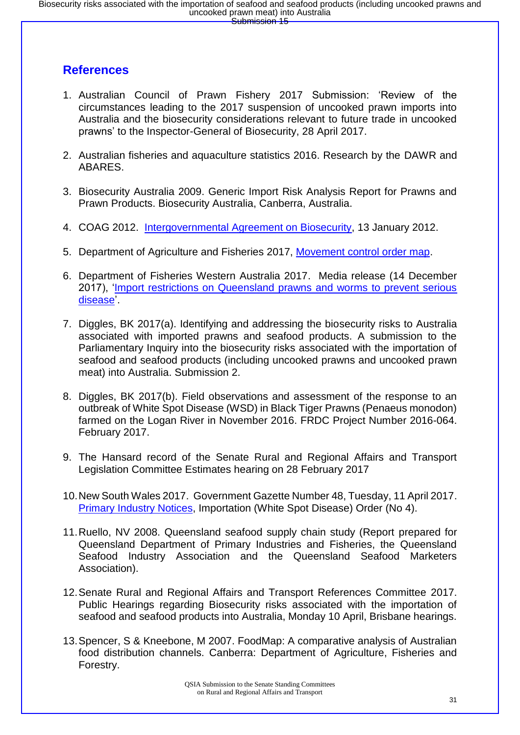## References

1. Australian Council of Prawn Fishery 2017 Submission: 'Review of the circumstances leading to the 2017 suspension of uncooked prawn imports into Australia and the biosecurity considerations relevant to future trade in uncooked prawns' to the Inspector-General of Biosecurity, 28 April 2017.

2. Australian fisheries and aquaculture statistics 2016. Research by the DAWR and ABARES.

3. Biosecurity Australia 2009. Generic Import Risk Analysis Report for Prawns and Prawn Products. Biosecurity Australia, Canberra, Australia.

4. COAG 2012. Intergovernmental Agreement on Biosecurity, 13 January 2012.

5. Department of Agriculture and Fisheries 2017, Movement control order map.

6. Department of Fisheries Western Australia 2017. Media release (14 December 2017), 'Import restrictions on Queensland prawns and worms to prevent serious disease'.

7. Diggles, BK 2017(a). Identifying and addressing the biosecurity risks to Australia associated with imported prawns and seafood products. A submission to the Parliamentary Inquiry into the biosecurity risks associated with the importation of seafood and seafood products (including uncooked prawns and uncooked prawn meat) into Australia. Submission 2.

8. Diggles, BK 2017(b). Field observations and assessment of the response to an outbreak of White Spot Disease (WSD) in Black Tiger Prawns (Penaeus monodon) farmed on the Logan River in November 2016. FRDC Project Number 2016-064. February 2017.

9. The Hansard record of the Senate Rural and Regional Affairs and Transport Legislation Committee Estimates hearing on 28 February 2017

10. New South Wales 2017. Government Gazette Number 48, Tuesday, 11 April 2017. Primary Industry Notices, Importation (White Spot Disease) Order (No 4).

11. Ruello, NV 2008. Queensland seafood supply chain study (Report prepared for Queensland Department of Primary Industries and Fisheries, the Queensland Seafood Industry Association and the Queensland Seafood Marketers Association).

12. Senate Rural and Regional Affairs and Transport References Committee 2017. Public Hearings regarding Biosecurity risks associated with the importation of seafood and seafood products into Australia, Monday 10 April, Brisbane hearings.

13. Spencer, S & Kneebone, M 2007. FoodMap: A comparative analysis of Australian food distribution channels. Canberra: Department of Agriculture, Fisheries and Forestry.